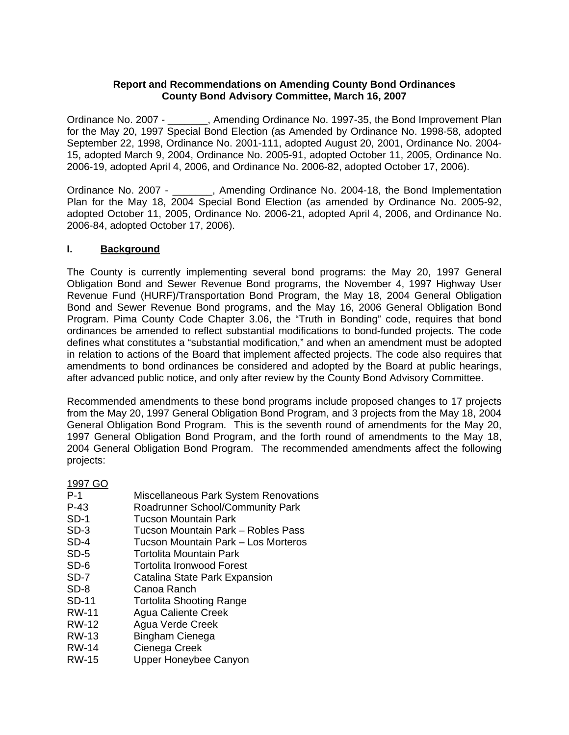**Report and Recommendations on Amending County Bond Ordinances**
**County Bond Advisory Committee, March 16, 2007**

Ordinance No. 2007 - _______, Amending Ordinance No. 1997-35, the Bond Improvement Plan for the May 20, 1997 Special Bond Election (as Amended by Ordinance No. 1998-58, adopted September 22, 1998, Ordinance No. 2001-111, adopted August 20, 2001, Ordinance No. 2004-15, adopted March 9, 2004, Ordinance No. 2005-91, adopted October 11, 2005, Ordinance No. 2006-19, adopted April 4, 2006, and Ordinance No. 2006-82, adopted October 17, 2006).

Ordinance No. 2007 - _______, Amending Ordinance No. 2004-18, the Bond Implementation Plan for the May 18, 2004 Special Bond Election (as amended by Ordinance No. 2005-92, adopted October 11, 2005, Ordinance No. 2006-21, adopted April 4, 2006, and Ordinance No. 2006-84, adopted October 17, 2006).

## I. Background

The County is currently implementing several bond programs: the May 20, 1997 General Obligation Bond and Sewer Revenue Bond programs, the November 4, 1997 Highway User Revenue Fund (HURF)/Transportation Bond Program, the May 18, 2004 General Obligation Bond and Sewer Revenue Bond programs, and the May 16, 2006 General Obligation Bond Program. Pima County Code Chapter 3.06, the "Truth in Bonding" code, requires that bond ordinances be amended to reflect substantial modifications to bond-funded projects. The code defines what constitutes a "substantial modification," and when an amendment must be adopted in relation to actions of the Board that implement affected projects. The code also requires that amendments to bond ordinances be considered and adopted by the Board at public hearings, after advanced public notice, and only after review by the County Bond Advisory Committee.

Recommended amendments to these bond programs include proposed changes to 17 projects from the May 20, 1997 General Obligation Bond Program, and 3 projects from the May 18, 2004 General Obligation Bond Program. This is the seventh round of amendments for the May 20, 1997 General Obligation Bond Program, and the forth round of amendments to the May 18, 2004 General Obligation Bond Program. The recommended amendments affect the following projects:

1997 GO

| | |
|---|---|
| P-1 | Miscellaneous Park System Renovations |
| P-43 | Roadrunner School/Community Park |
| SD-1 | Tucson Mountain Park |
| SD-3 | Tucson Mountain Park – Robles Pass |
| SD-4 | Tucson Mountain Park – Los Morteros |
| SD-5 | Tortolita Mountain Park |
| SD-6 | Tortolita Ironwood Forest |
| SD-7 | Catalina State Park Expansion |
| SD-8 | Canoa Ranch |
| SD-11 | Tortolita Shooting Range |
| RW-11 | Agua Caliente Creek |
| RW-12 | Agua Verde Creek |
| RW-13 | Bingham Cienega |
| RW-14 | Cienega Creek |
| RW-15 | Upper Honeybee Canyon |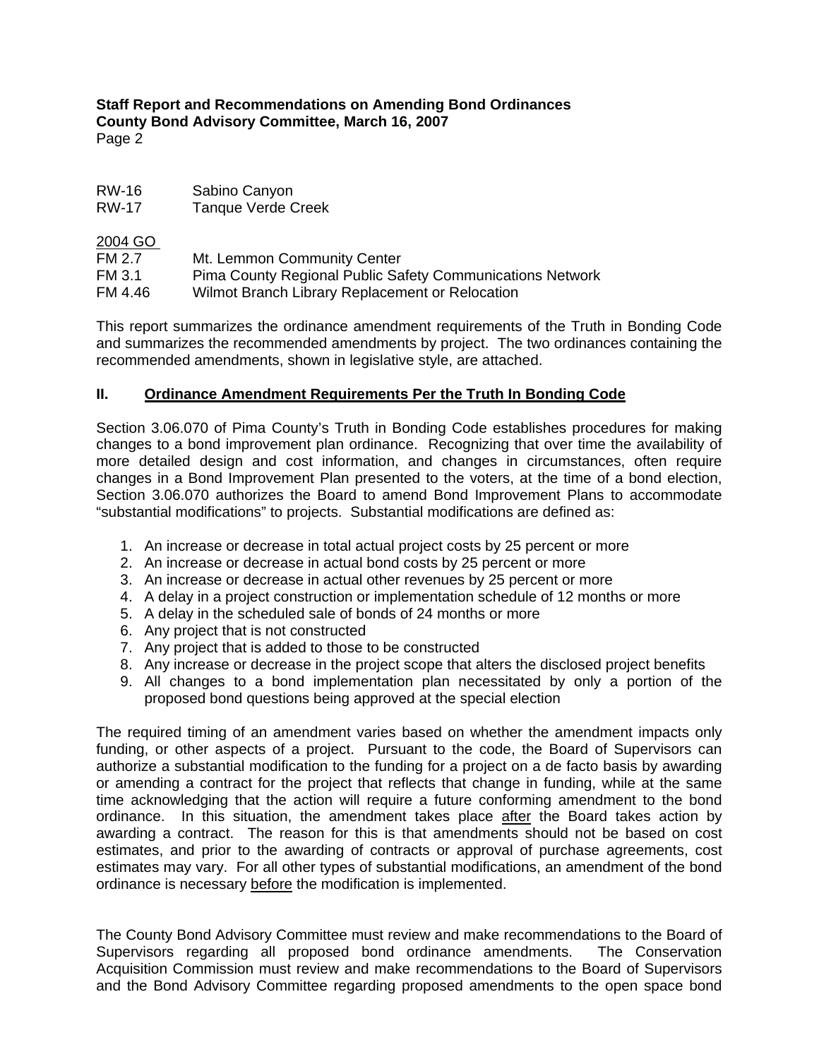RW-16 Sabino Canyon
RW-17 Tanque Verde Creek

2004 GO

FM 2.7 Mt. Lemmon Community Center
FM 3.1 Pima County Regional Public Safety Communications Network
FM 4.46 Wilmot Branch Library Replacement or Relocation

This report summarizes the ordinance amendment requirements of the Truth in Bonding Code and summarizes the recommended amendments by project. The two ordinances containing the recommended amendments, shown in legislative style, are attached.

## II. Ordinance Amendment Requirements Per the Truth In Bonding Code

Section 3.06.070 of Pima County's Truth in Bonding Code establishes procedures for making changes to a bond improvement plan ordinance. Recognizing that over time the availability of more detailed design and cost information, and changes in circumstances, often require changes in a Bond Improvement Plan presented to the voters, at the time of a bond election, Section 3.06.070 authorizes the Board to amend Bond Improvement Plans to accommodate "substantial modifications" to projects. Substantial modifications are defined as:

1. An increase or decrease in total actual project costs by 25 percent or more
2. An increase or decrease in actual bond costs by 25 percent or more
3. An increase or decrease in actual other revenues by 25 percent or more
4. A delay in a project construction or implementation schedule of 12 months or more
5. A delay in the scheduled sale of bonds of 24 months or more
6. Any project that is not constructed
7. Any project that is added to those to be constructed
8. Any increase or decrease in the project scope that alters the disclosed project benefits
9. All changes to a bond implementation plan necessitated by only a portion of the proposed bond questions being approved at the special election

The required timing of an amendment varies based on whether the amendment impacts only funding, or other aspects of a project. Pursuant to the code, the Board of Supervisors can authorize a substantial modification to the funding for a project on a de facto basis by awarding or amending a contract for the project that reflects that change in funding, while at the same time acknowledging that the action will require a future conforming amendment to the bond ordinance. In this situation, the amendment takes place after the Board takes action by awarding a contract. The reason for this is that amendments should not be based on cost estimates, and prior to the awarding of contracts or approval of purchase agreements, cost estimates may vary. For all other types of substantial modifications, an amendment of the bond ordinance is necessary before the modification is implemented.

The County Bond Advisory Committee must review and make recommendations to the Board of Supervisors regarding all proposed bond ordinance amendments. The Conservation Acquisition Commission must review and make recommendations to the Board of Supervisors and the Bond Advisory Committee regarding proposed amendments to the open space bond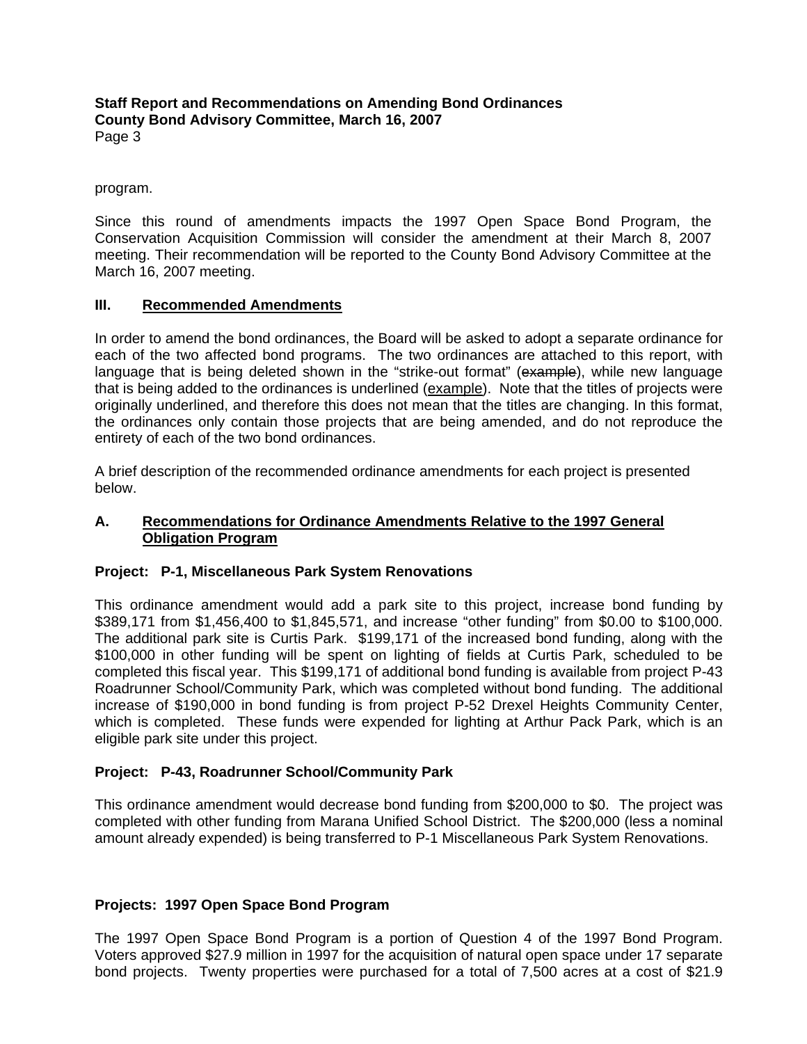program.

Since this round of amendments impacts the 1997 Open Space Bond Program, the Conservation Acquisition Commission will consider the amendment at their March 8, 2007 meeting. Their recommendation will be reported to the County Bond Advisory Committee at the March 16, 2007 meeting.

## III. Recommended Amendments

In order to amend the bond ordinances, the Board will be asked to adopt a separate ordinance for each of the two affected bond programs. The two ordinances are attached to this report, with language that is being deleted shown in the "strike-out format" (~~example~~), while new language that is being added to the ordinances is underlined (<u>example</u>). Note that the titles of projects were originally underlined, and therefore this does not mean that the titles are changing. In this format, the ordinances only contain those projects that are being amended, and do not reproduce the entirety of each of the two bond ordinances.

A brief description of the recommended ordinance amendments for each project is presented below.

### A. Recommendations for Ordinance Amendments Relative to the 1997 General Obligation Program

**Project: P-1, Miscellaneous Park System Renovations**

This ordinance amendment would add a park site to this project, increase bond funding by $389,171 from $1,456,400 to $1,845,571, and increase "other funding" from $0.00 to $100,000. The additional park site is Curtis Park. $199,171 of the increased bond funding, along with the $100,000 in other funding will be spent on lighting of fields at Curtis Park, scheduled to be completed this fiscal year. This $199,171 of additional bond funding is available from project P-43 Roadrunner School/Community Park, which was completed without bond funding. The additional increase of $190,000 in bond funding is from project P-52 Drexel Heights Community Center, which is completed. These funds were expended for lighting at Arthur Pack Park, which is an eligible park site under this project.

**Project: P-43, Roadrunner School/Community Park**

This ordinance amendment would decrease bond funding from $200,000 to $0. The project was completed with other funding from Marana Unified School District. The $200,000 (less a nominal amount already expended) is being transferred to P-1 Miscellaneous Park System Renovations.

**Projects: 1997 Open Space Bond Program**

The 1997 Open Space Bond Program is a portion of Question 4 of the 1997 Bond Program. Voters approved $27.9 million in 1997 for the acquisition of natural open space under 17 separate bond projects. Twenty properties were purchased for a total of 7,500 acres at a cost of $21.9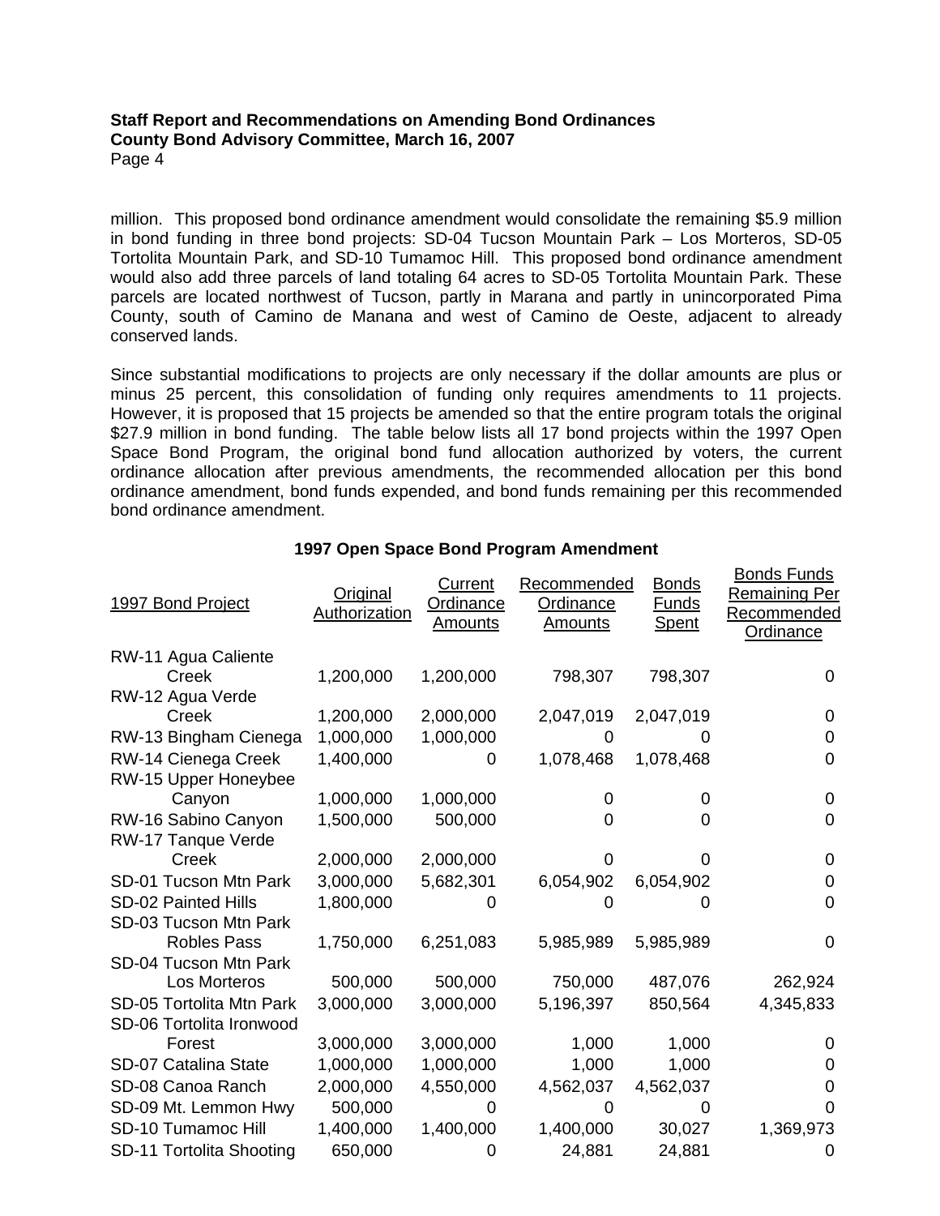million. This proposed bond ordinance amendment would consolidate the remaining $5.9 million in bond funding in three bond projects: SD-04 Tucson Mountain Park – Los Morteros, SD-05 Tortolita Mountain Park, and SD-10 Tumamoc Hill. This proposed bond ordinance amendment would also add three parcels of land totaling 64 acres to SD-05 Tortolita Mountain Park. These parcels are located northwest of Tucson, partly in Marana and partly in unincorporated Pima County, south of Camino de Manana and west of Camino de Oeste, adjacent to already conserved lands.

Since substantial modifications to projects are only necessary if the dollar amounts are plus or minus 25 percent, this consolidation of funding only requires amendments to 11 projects. However, it is proposed that 15 projects be amended so that the entire program totals the original $27.9 million in bond funding. The table below lists all 17 bond projects within the 1997 Open Space Bond Program, the original bond fund allocation authorized by voters, the current ordinance allocation after previous amendments, the recommended allocation per this bond ordinance amendment, bond funds expended, and bond funds remaining per this recommended bond ordinance amendment.

**1997 Open Space Bond Program Amendment**

| 1997 Bond Project | Original Authorization | Current Ordinance Amounts | Recommended Ordinance Amounts | Bonds Funds Spent | Bonds Funds Remaining Per Recommended Ordinance |
|---|---|---|---|---|---|
| RW-11 Agua Caliente Creek | 1,200,000 | 1,200,000 | 798,307 | 798,307 | 0 |
| RW-12 Agua Verde Creek | 1,200,000 | 2,000,000 | 2,047,019 | 2,047,019 | 0 |
| RW-13 Bingham Cienega | 1,000,000 | 1,000,000 | 0 | 0 | 0 |
| RW-14 Cienega Creek | 1,400,000 | 0 | 1,078,468 | 1,078,468 | 0 |
| RW-15 Upper Honeybee Canyon | 1,000,000 | 1,000,000 | 0 | 0 | 0 |
| RW-16 Sabino Canyon | 1,500,000 | 500,000 | 0 | 0 | 0 |
| RW-17 Tanque Verde Creek | 2,000,000 | 2,000,000 | 0 | 0 | 0 |
| SD-01 Tucson Mtn Park | 3,000,000 | 5,682,301 | 6,054,902 | 6,054,902 | 0 |
| SD-02 Painted Hills | 1,800,000 | 0 | 0 | 0 | 0 |
| SD-03 Tucson Mtn Park Robles Pass | 1,750,000 | 6,251,083 | 5,985,989 | 5,985,989 | 0 |
| SD-04 Tucson Mtn Park Los Morteros | 500,000 | 500,000 | 750,000 | 487,076 | 262,924 |
| SD-05 Tortolita Mtn Park | 3,000,000 | 3,000,000 | 5,196,397 | 850,564 | 4,345,833 |
| SD-06 Tortolita Ironwood Forest | 3,000,000 | 3,000,000 | 1,000 | 1,000 | 0 |
| SD-07 Catalina State | 1,000,000 | 1,000,000 | 1,000 | 1,000 | 0 |
| SD-08 Canoa Ranch | 2,000,000 | 4,550,000 | 4,562,037 | 4,562,037 | 0 |
| SD-09 Mt. Lemmon Hwy | 500,000 | 0 | 0 | 0 | 0 |
| SD-10 Tumamoc Hill | 1,400,000 | 1,400,000 | 1,400,000 | 30,027 | 1,369,973 |
| SD-11 Tortolita Shooting | 650,000 | 0 | 24,881 | 24,881 | 0 |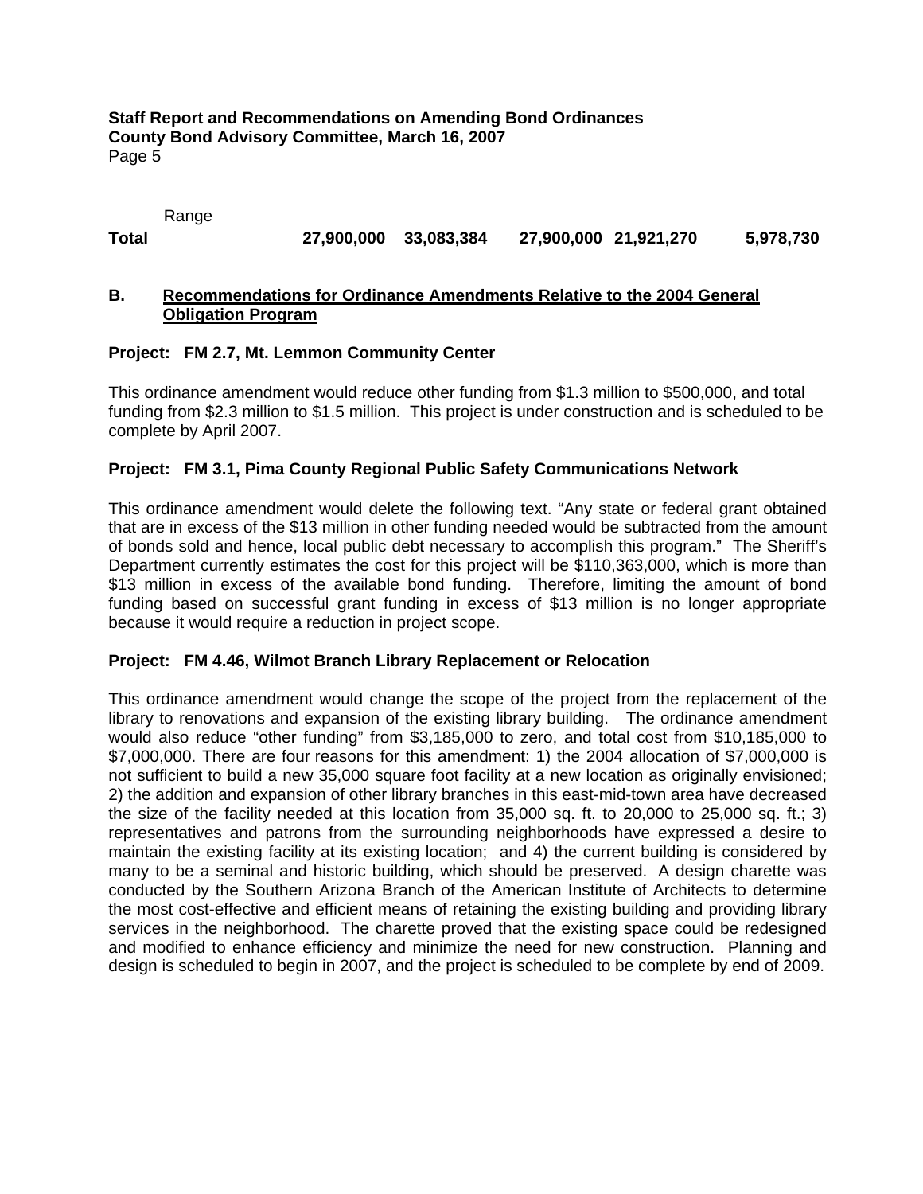| | | | | | |
|---|---|---|---|---|---|
| Range | | | | | |
| **Total** | **27,900,000** | **33,083,384** | **27,900,000** | **21,921,270** | **5,978,730** |

**B. Recommendations for Ordinance Amendments Relative to the 2004 General Obligation Program**

**Project: FM 2.7, Mt. Lemmon Community Center**

This ordinance amendment would reduce other funding from $1.3 million to $500,000, and total funding from $2.3 million to $1.5 million. This project is under construction and is scheduled to be complete by April 2007.

**Project: FM 3.1, Pima County Regional Public Safety Communications Network**

This ordinance amendment would delete the following text. "Any state or federal grant obtained that are in excess of the $13 million in other funding needed would be subtracted from the amount of bonds sold and hence, local public debt necessary to accomplish this program." The Sheriff's Department currently estimates the cost for this project will be $110,363,000, which is more than $13 million in excess of the available bond funding. Therefore, limiting the amount of bond funding based on successful grant funding in excess of $13 million is no longer appropriate because it would require a reduction in project scope.

**Project: FM 4.46, Wilmot Branch Library Replacement or Relocation**

This ordinance amendment would change the scope of the project from the replacement of the library to renovations and expansion of the existing library building. The ordinance amendment would also reduce "other funding" from $3,185,000 to zero, and total cost from $10,185,000 to $7,000,000. There are four reasons for this amendment: 1) the 2004 allocation of $7,000,000 is not sufficient to build a new 35,000 square foot facility at a new location as originally envisioned; 2) the addition and expansion of other library branches in this east-mid-town area have decreased the size of the facility needed at this location from 35,000 sq. ft. to 20,000 to 25,000 sq. ft.; 3) representatives and patrons from the surrounding neighborhoods have expressed a desire to maintain the existing facility at its existing location; and 4) the current building is considered by many to be a seminal and historic building, which should be preserved. A design charette was conducted by the Southern Arizona Branch of the American Institute of Architects to determine the most cost-effective and efficient means of retaining the existing building and providing library services in the neighborhood. The charette proved that the existing space could be redesigned and modified to enhance efficiency and minimize the need for new construction. Planning and design is scheduled to begin in 2007, and the project is scheduled to be complete by end of 2009.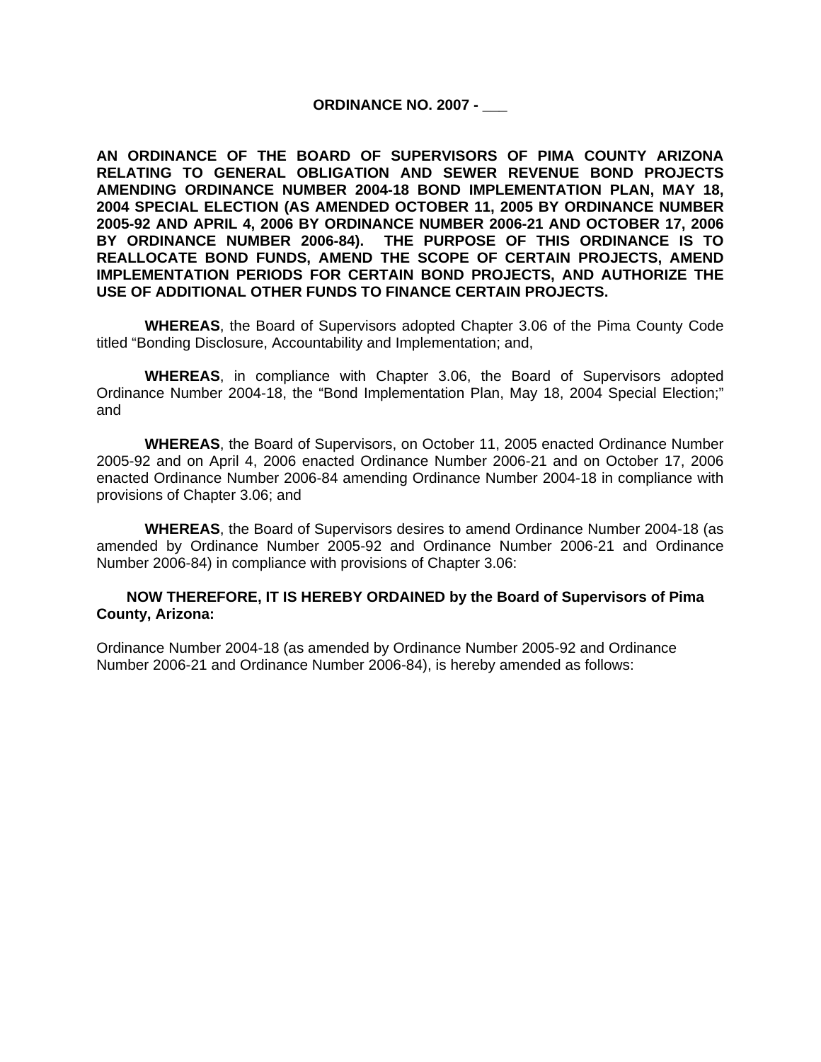**ORDINANCE NO. 2007 - \_\_\_**

**AN ORDINANCE OF THE BOARD OF SUPERVISORS OF PIMA COUNTY ARIZONA RELATING TO GENERAL OBLIGATION AND SEWER REVENUE BOND PROJECTS AMENDING ORDINANCE NUMBER 2004-18 BOND IMPLEMENTATION PLAN, MAY 18, 2004 SPECIAL ELECTION (AS AMENDED OCTOBER 11, 2005 BY ORDINANCE NUMBER 2005-92 AND APRIL 4, 2006 BY ORDINANCE NUMBER 2006-21 AND OCTOBER 17, 2006 BY ORDINANCE NUMBER 2006-84). THE PURPOSE OF THIS ORDINANCE IS TO REALLOCATE BOND FUNDS, AMEND THE SCOPE OF CERTAIN PROJECTS, AMEND IMPLEMENTATION PERIODS FOR CERTAIN BOND PROJECTS, AND AUTHORIZE THE USE OF ADDITIONAL OTHER FUNDS TO FINANCE CERTAIN PROJECTS.**

**WHEREAS**, the Board of Supervisors adopted Chapter 3.06 of the Pima County Code titled "Bonding Disclosure, Accountability and Implementation; and,

**WHEREAS**, in compliance with Chapter 3.06, the Board of Supervisors adopted Ordinance Number 2004-18, the "Bond Implementation Plan, May 18, 2004 Special Election;" and

**WHEREAS**, the Board of Supervisors, on October 11, 2005 enacted Ordinance Number 2005-92 and on April 4, 2006 enacted Ordinance Number 2006-21 and on October 17, 2006 enacted Ordinance Number 2006-84 amending Ordinance Number 2004-18 in compliance with provisions of Chapter 3.06; and

**WHEREAS**, the Board of Supervisors desires to amend Ordinance Number 2004-18 (as amended by Ordinance Number 2005-92 and Ordinance Number 2006-21 and Ordinance Number 2006-84) in compliance with provisions of Chapter 3.06:

**NOW THEREFORE, IT IS HEREBY ORDAINED by the Board of Supervisors of Pima County, Arizona:**

Ordinance Number 2004-18 (as amended by Ordinance Number 2005-92 and Ordinance Number 2006-21 and Ordinance Number 2006-84), is hereby amended as follows: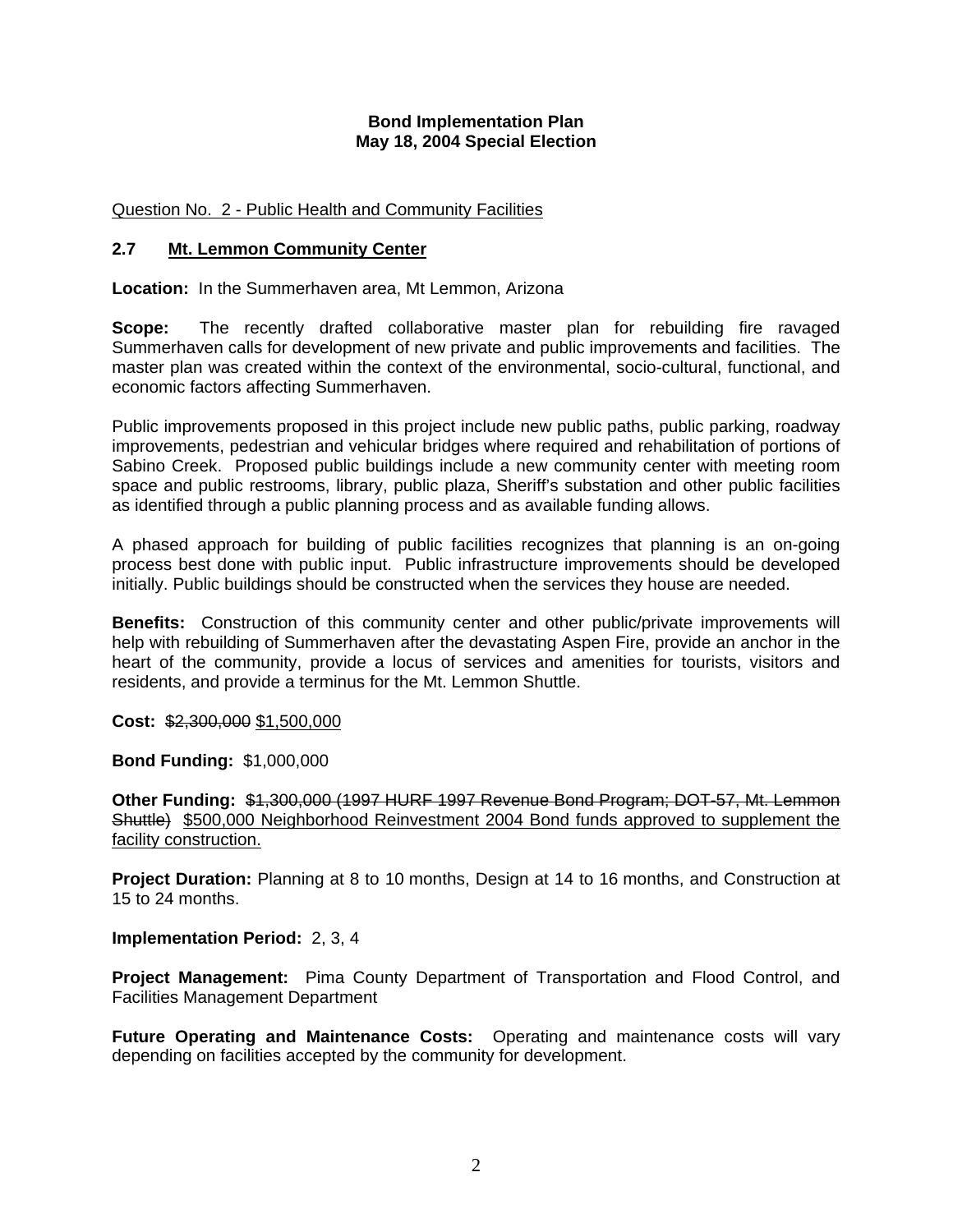**Bond Implementation Plan**
**May 18, 2004 Special Election**

Question No. 2 - Public Health and Community Facilities

## 2.7 Mt. Lemmon Community Center

**Location:** In the Summerhaven area, Mt Lemmon, Arizona

**Scope:** The recently drafted collaborative master plan for rebuilding fire ravaged Summerhaven calls for development of new private and public improvements and facilities. The master plan was created within the context of the environmental, socio-cultural, functional, and economic factors affecting Summerhaven.

Public improvements proposed in this project include new public paths, public parking, roadway improvements, pedestrian and vehicular bridges where required and rehabilitation of portions of Sabino Creek. Proposed public buildings include a new community center with meeting room space and public restrooms, library, public plaza, Sheriff's substation and other public facilities as identified through a public planning process and as available funding allows.

A phased approach for building of public facilities recognizes that planning is an on-going process best done with public input. Public infrastructure improvements should be developed initially. Public buildings should be constructed when the services they house are needed.

**Benefits:** Construction of this community center and other public/private improvements will help with rebuilding of Summerhaven after the devastating Aspen Fire, provide an anchor in the heart of the community, provide a locus of services and amenities for tourists, visitors and residents, and provide a terminus for the Mt. Lemmon Shuttle.

**Cost:** ~~$2,300,000~~ <u>$1,500,000</u>

**Bond Funding:** $1,000,000

**Other Funding:** ~~$1,300,000 (1997 HURF 1997 Revenue Bond Program; DOT-57, Mt. Lemmon Shuttle)~~ <u>$500,000 Neighborhood Reinvestment 2004 Bond funds approved to supplement the facility construction.</u>

**Project Duration:** Planning at 8 to 10 months, Design at 14 to 16 months, and Construction at 15 to 24 months.

**Implementation Period:** 2, 3, 4

**Project Management:** Pima County Department of Transportation and Flood Control, and Facilities Management Department

**Future Operating and Maintenance Costs:** Operating and maintenance costs will vary depending on facilities accepted by the community for development.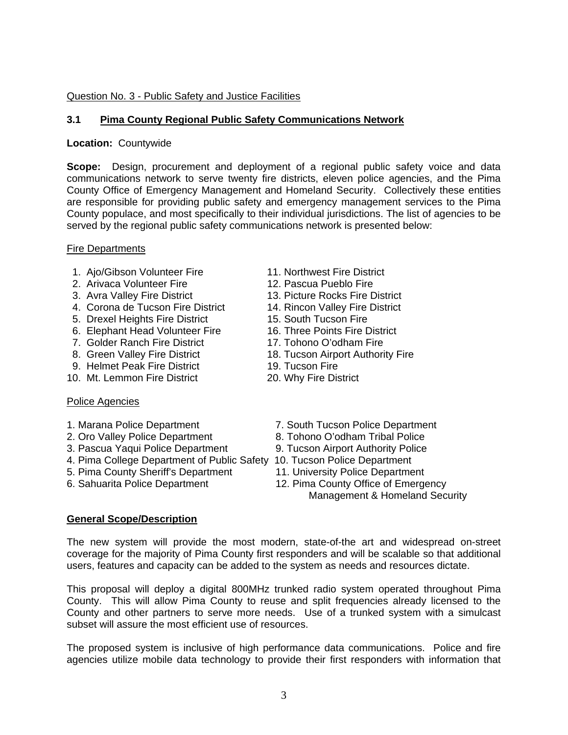Question No. 3 - Public Safety and Justice Facilities

## 3.1 Pima County Regional Public Safety Communications Network

**Location:** Countywide

**Scope:** Design, procurement and deployment of a regional public safety voice and data communications network to serve twenty fire districts, eleven police agencies, and the Pima County Office of Emergency Management and Homeland Security. Collectively these entities are responsible for providing public safety and emergency management services to the Pima County populace, and most specifically to their individual jurisdictions. The list of agencies to be served by the regional public safety communications network is presented below:

Fire Departments

1. Ajo/Gibson Volunteer Fire
2. Arivaca Volunteer Fire
3. Avra Valley Fire District
4. Corona de Tucson Fire District
5. Drexel Heights Fire District
6. Elephant Head Volunteer Fire
7. Golder Ranch Fire District
8. Green Valley Fire District
9. Helmet Peak Fire District
10. Mt. Lemmon Fire District
11. Northwest Fire District
12. Pascua Pueblo Fire
13. Picture Rocks Fire District
14. Rincon Valley Fire District
15. South Tucson Fire
16. Three Points Fire District
17. Tohono O'odham Fire
18. Tucson Airport Authority Fire
19. Tucson Fire
20. Why Fire District

Police Agencies

1. Marana Police Department
2. Oro Valley Police Department
3. Pascua Yaqui Police Department
4. Pima College Department of Public Safety
5. Pima County Sheriff's Department
6. Sahuarita Police Department
7. South Tucson Police Department
8. Tohono O'odham Tribal Police
9. Tucson Airport Authority Police
10. Tucson Police Department
11. University Police Department
12. Pima County Office of Emergency Management & Homeland Security

**General Scope/Description**

The new system will provide the most modern, state-of-the art and widespread on-street coverage for the majority of Pima County first responders and will be scalable so that additional users, features and capacity can be added to the system as needs and resources dictate.

This proposal will deploy a digital 800MHz trunked radio system operated throughout Pima County. This will allow Pima County to reuse and split frequencies already licensed to the County and other partners to serve more needs. Use of a trunked system with a simulcast subset will assure the most efficient use of resources.

The proposed system is inclusive of high performance data communications. Police and fire agencies utilize mobile data technology to provide their first responders with information that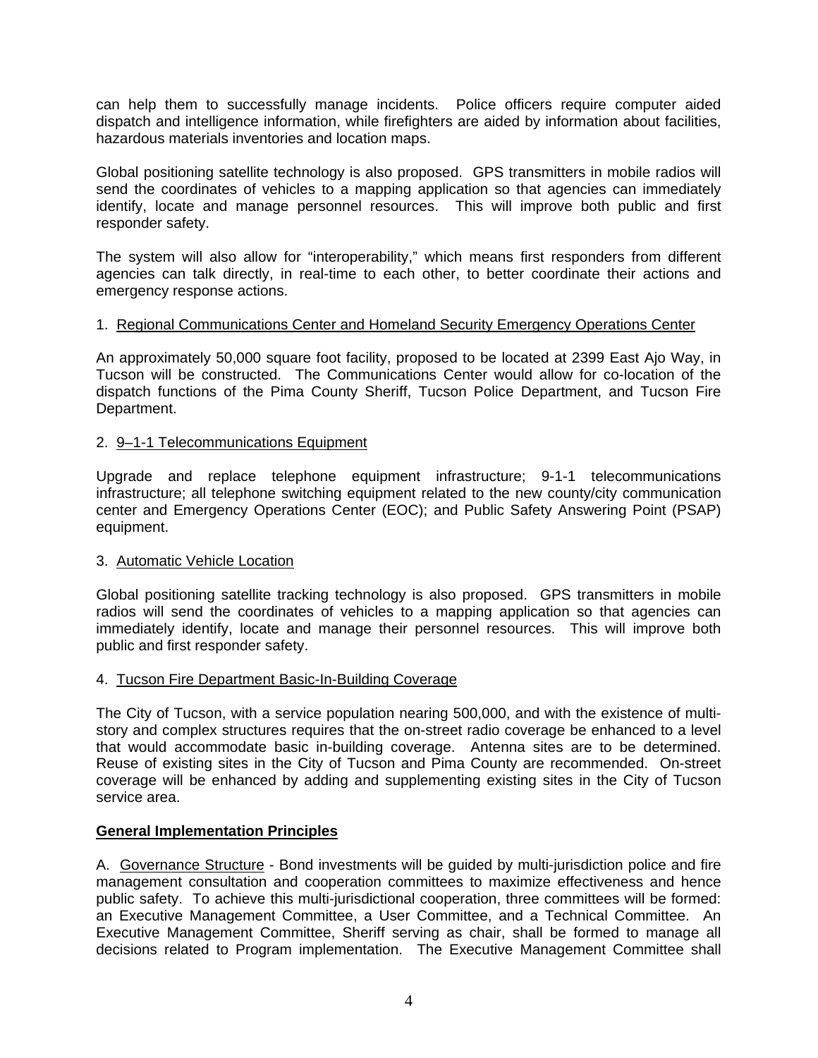can help them to successfully manage incidents. Police officers require computer aided dispatch and intelligence information, while firefighters are aided by information about facilities, hazardous materials inventories and location maps.

Global positioning satellite technology is also proposed. GPS transmitters in mobile radios will send the coordinates of vehicles to a mapping application so that agencies can immediately identify, locate and manage personnel resources. This will improve both public and first responder safety.

The system will also allow for "interoperability," which means first responders from different agencies can talk directly, in real-time to each other, to better coordinate their actions and emergency response actions.

1. <u>Regional Communications Center and Homeland Security Emergency Operations Center</u>

An approximately 50,000 square foot facility, proposed to be located at 2399 East Ajo Way, in Tucson will be constructed. The Communications Center would allow for co-location of the dispatch functions of the Pima County Sheriff, Tucson Police Department, and Tucson Fire Department.

2. <u>9–1-1 Telecommunications Equipment</u>

Upgrade and replace telephone equipment infrastructure; 9-1-1 telecommunications infrastructure; all telephone switching equipment related to the new county/city communication center and Emergency Operations Center (EOC); and Public Safety Answering Point (PSAP) equipment.

3. <u>Automatic Vehicle Location</u>

Global positioning satellite tracking technology is also proposed. GPS transmitters in mobile radios will send the coordinates of vehicles to a mapping application so that agencies can immediately identify, locate and manage their personnel resources. This will improve both public and first responder safety.

4. <u>Tucson Fire Department Basic-In-Building Coverage</u>

The City of Tucson, with a service population nearing 500,000, and with the existence of multi-story and complex structures requires that the on-street radio coverage be enhanced to a level that would accommodate basic in-building coverage. Antenna sites are to be determined. Reuse of existing sites in the City of Tucson and Pima County are recommended. On-street coverage will be enhanced by adding and supplementing existing sites in the City of Tucson service area.

**<u>General Implementation Principles</u>**

A. <u>Governance Structure</u> - Bond investments will be guided by multi-jurisdiction police and fire management consultation and cooperation committees to maximize effectiveness and hence public safety. To achieve this multi-jurisdictional cooperation, three committees will be formed: an Executive Management Committee, a User Committee, and a Technical Committee. An Executive Management Committee, Sheriff serving as chair, shall be formed to manage all decisions related to Program implementation. The Executive Management Committee shall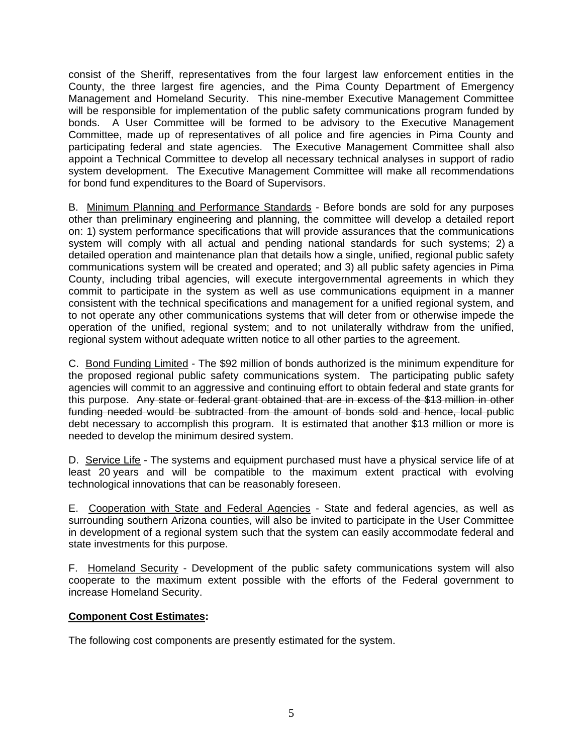consist of the Sheriff, representatives from the four largest law enforcement entities in the County, the three largest fire agencies, and the Pima County Department of Emergency Management and Homeland Security. This nine-member Executive Management Committee will be responsible for implementation of the public safety communications program funded by bonds. A User Committee will be formed to be advisory to the Executive Management Committee, made up of representatives of all police and fire agencies in Pima County and participating federal and state agencies. The Executive Management Committee shall also appoint a Technical Committee to develop all necessary technical analyses in support of radio system development. The Executive Management Committee will make all recommendations for bond fund expenditures to the Board of Supervisors.

B. <u>Minimum Planning and Performance Standards</u> - Before bonds are sold for any purposes other than preliminary engineering and planning, the committee will develop a detailed report on: 1) system performance specifications that will provide assurances that the communications system will comply with all actual and pending national standards for such systems; 2) a detailed operation and maintenance plan that details how a single, unified, regional public safety communications system will be created and operated; and 3) all public safety agencies in Pima County, including tribal agencies, will execute intergovernmental agreements in which they commit to participate in the system as well as use communications equipment in a manner consistent with the technical specifications and management for a unified regional system, and to not operate any other communications systems that will deter from or otherwise impede the operation of the unified, regional system; and to not unilaterally withdraw from the unified, regional system without adequate written notice to all other parties to the agreement.

C. <u>Bond Funding Limited</u> - The $92 million of bonds authorized is the minimum expenditure for the proposed regional public safety communications system. The participating public safety agencies will commit to an aggressive and continuing effort to obtain federal and state grants for this purpose. ~~Any state or federal grant obtained that are in excess of the $13 million in other funding needed would be subtracted from the amount of bonds sold and hence, local public debt necessary to accomplish this program.~~ It is estimated that another $13 million or more is needed to develop the minimum desired system.

D. <u>Service Life</u> - The systems and equipment purchased must have a physical service life of at least 20 years and will be compatible to the maximum extent practical with evolving technological innovations that can be reasonably foreseen.

E. <u>Cooperation with State and Federal Agencies</u> - State and federal agencies, as well as surrounding southern Arizona counties, will also be invited to participate in the User Committee in development of a regional system such that the system can easily accommodate federal and state investments for this purpose.

F. <u>Homeland Security</u> - Development of the public safety communications system will also cooperate to the maximum extent possible with the efforts of the Federal government to increase Homeland Security.

**<u>Component Cost Estimates</u>:**

The following cost components are presently estimated for the system.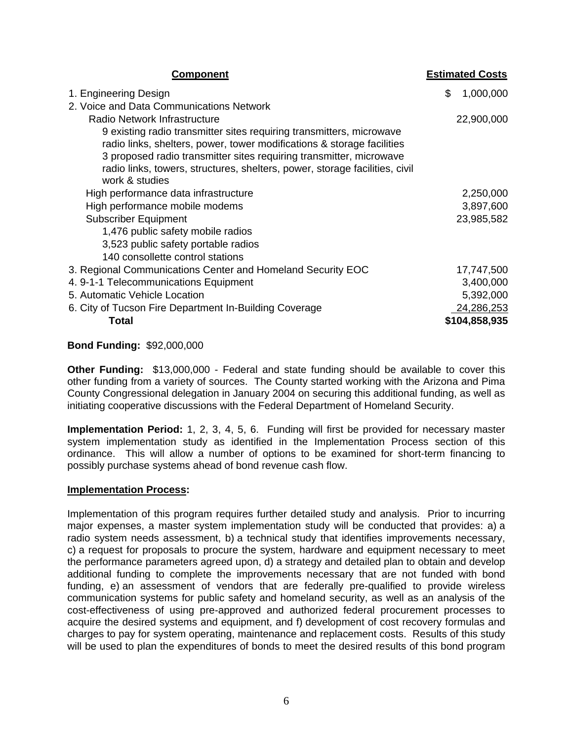| Component | Estimated Costs |
|---|---|
| 1. Engineering Design | $ 1,000,000 |
| 2. Voice and Data Communications Network | |
| Radio Network Infrastructure | 22,900,000 |
| 9 existing radio transmitter sites requiring transmitters, microwave radio links, shelters, power, tower modifications & storage facilities | |
| 3 proposed radio transmitter sites requiring transmitter, microwave radio links, towers, structures, shelters, power, storage facilities, civil work & studies | |
| High performance data infrastructure | 2,250,000 |
| High performance mobile modems | 3,897,600 |
| Subscriber Equipment | 23,985,582 |
| 1,476 public safety mobile radios | |
| 3,523 public safety portable radios | |
| 140 consollette control stations | |
| 3. Regional Communications Center and Homeland Security EOC | 17,747,500 |
| 4. 9-1-1 Telecommunications Equipment | 3,400,000 |
| 5. Automatic Vehicle Location | 5,392,000 |
| 6. City of Tucson Fire Department In-Building Coverage | 24,286,253 |
| **Total** | **$104,858,935** |

**Bond Funding:** $92,000,000

**Other Funding:** $13,000,000 - Federal and state funding should be available to cover this other funding from a variety of sources. The County started working with the Arizona and Pima County Congressional delegation in January 2004 on securing this additional funding, as well as initiating cooperative discussions with the Federal Department of Homeland Security.

**Implementation Period:** 1, 2, 3, 4, 5, 6. Funding will first be provided for necessary master system implementation study as identified in the Implementation Process section of this ordinance. This will allow a number of options to be examined for short-term financing to possibly purchase systems ahead of bond revenue cash flow.

**Implementation Process:**

Implementation of this program requires further detailed study and analysis. Prior to incurring major expenses, a master system implementation study will be conducted that provides: a) a radio system needs assessment, b) a technical study that identifies improvements necessary, c) a request for proposals to procure the system, hardware and equipment necessary to meet the performance parameters agreed upon, d) a strategy and detailed plan to obtain and develop additional funding to complete the improvements necessary that are not funded with bond funding, e) an assessment of vendors that are federally pre-qualified to provide wireless communication systems for public safety and homeland security, as well as an analysis of the cost-effectiveness of using pre-approved and authorized federal procurement processes to acquire the desired systems and equipment, and f) development of cost recovery formulas and charges to pay for system operating, maintenance and replacement costs. Results of this study will be used to plan the expenditures of bonds to meet the desired results of this bond program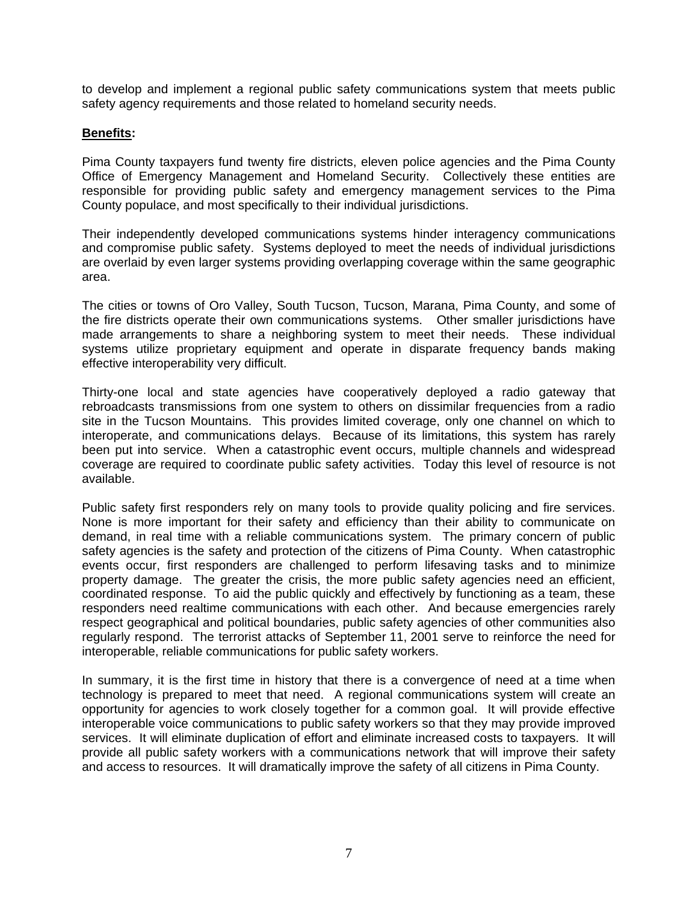to develop and implement a regional public safety communications system that meets public safety agency requirements and those related to homeland security needs.

**Benefits:**

Pima County taxpayers fund twenty fire districts, eleven police agencies and the Pima County Office of Emergency Management and Homeland Security. Collectively these entities are responsible for providing public safety and emergency management services to the Pima County populace, and most specifically to their individual jurisdictions.

Their independently developed communications systems hinder interagency communications and compromise public safety. Systems deployed to meet the needs of individual jurisdictions are overlaid by even larger systems providing overlapping coverage within the same geographic area.

The cities or towns of Oro Valley, South Tucson, Tucson, Marana, Pima County, and some of the fire districts operate their own communications systems. Other smaller jurisdictions have made arrangements to share a neighboring system to meet their needs. These individual systems utilize proprietary equipment and operate in disparate frequency bands making effective interoperability very difficult.

Thirty-one local and state agencies have cooperatively deployed a radio gateway that rebroadcasts transmissions from one system to others on dissimilar frequencies from a radio site in the Tucson Mountains. This provides limited coverage, only one channel on which to interoperate, and communications delays. Because of its limitations, this system has rarely been put into service. When a catastrophic event occurs, multiple channels and widespread coverage are required to coordinate public safety activities. Today this level of resource is not available.

Public safety first responders rely on many tools to provide quality policing and fire services. None is more important for their safety and efficiency than their ability to communicate on demand, in real time with a reliable communications system. The primary concern of public safety agencies is the safety and protection of the citizens of Pima County. When catastrophic events occur, first responders are challenged to perform lifesaving tasks and to minimize property damage. The greater the crisis, the more public safety agencies need an efficient, coordinated response. To aid the public quickly and effectively by functioning as a team, these responders need realtime communications with each other. And because emergencies rarely respect geographical and political boundaries, public safety agencies of other communities also regularly respond. The terrorist attacks of September 11, 2001 serve to reinforce the need for interoperable, reliable communications for public safety workers.

In summary, it is the first time in history that there is a convergence of need at a time when technology is prepared to meet that need. A regional communications system will create an opportunity for agencies to work closely together for a common goal. It will provide effective interoperable voice communications to public safety workers so that they may provide improved services. It will eliminate duplication of effort and eliminate increased costs to taxpayers. It will provide all public safety workers with a communications network that will improve their safety and access to resources. It will dramatically improve the safety of all citizens in Pima County.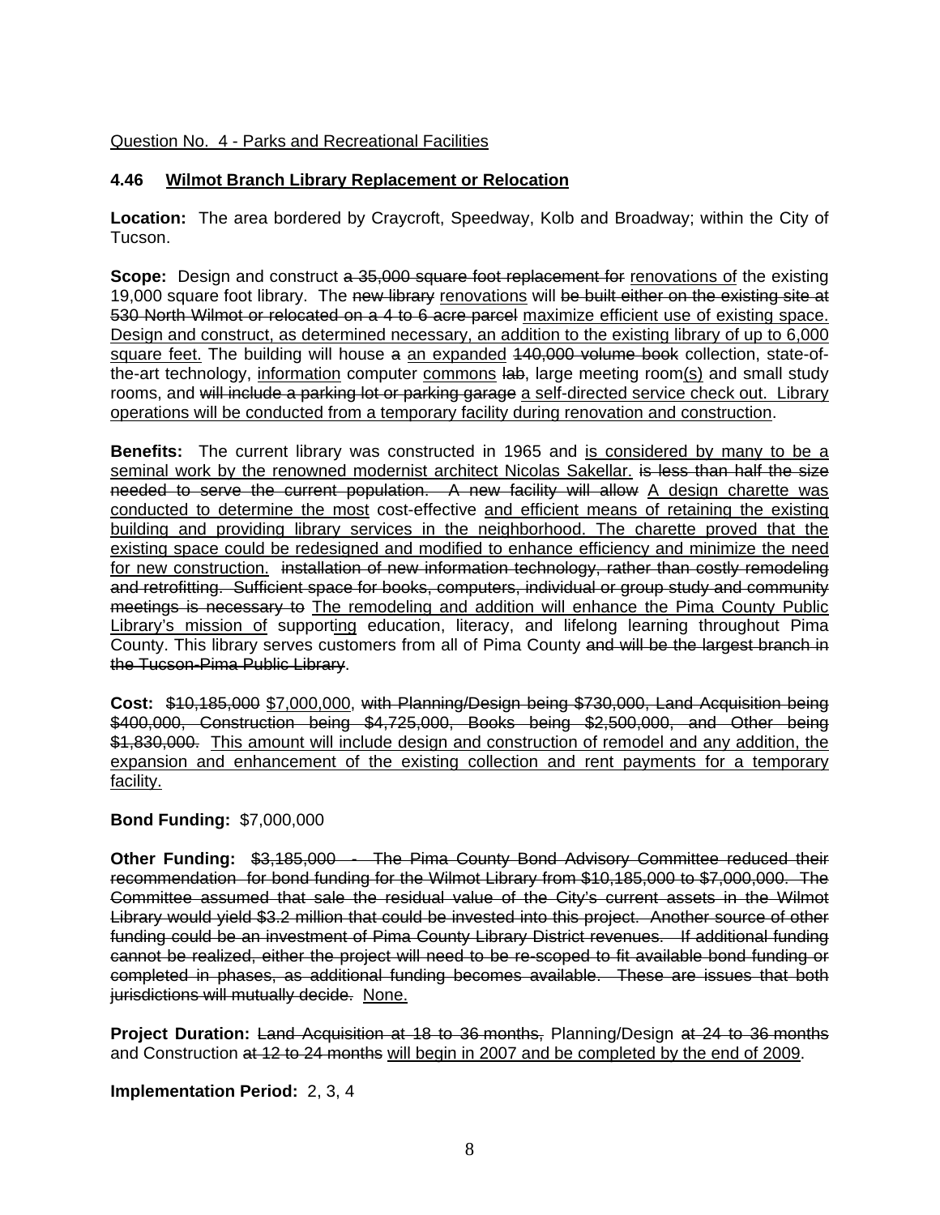Question No. 4 - Parks and Recreational Facilities

**4.46 Wilmot Branch Library Replacement or Relocation**

**Location:** The area bordered by Craycroft, Speedway, Kolb and Broadway; within the City of Tucson.

**Scope:** Design and construct ~~a 35,000 square foot replacement for~~ <u>renovations of</u> the existing 19,000 square foot library. The ~~new library~~ <u>renovations</u> will ~~be built either on the existing site at 530 North Wilmot or relocated on a 4 to 6 acre parcel~~ <u>maximize efficient use of existing space. Design and construct, as determined necessary, an addition to the existing library of up to 6,000 square feet.</u> The building will house ~~a~~ <u>an expanded</u> ~~140,000 volume book~~ collection, state-of-the-art technology, <u>information</u> computer <u>commons</u> ~~lab~~, large meeting room<u>(s)</u> and small study rooms, and ~~will include a parking lot or parking garage~~ <u>a self-directed service check out. Library operations will be conducted from a temporary facility during renovation and construction</u>.

**Benefits:** The current library was constructed in 1965 and <u>is considered by many to be a seminal work by the renowned modernist architect Nicolas Sakellar.</u> ~~is less than half the size needed to serve the current population. A new facility will allow~~ <u>A design charette was conducted to determine the most</u> cost-effective <u>and efficient means of retaining the existing building and providing library services in the neighborhood. The charette proved that the existing space could be redesigned and modified to enhance efficiency and minimize the need for new construction.</u> ~~installation of new information technology, rather than costly remodeling and retrofitting. Sufficient space for books, computers, individual or group study and community meetings is necessary to~~ <u>The remodeling and addition will enhance the Pima County Public Library's mission of</u> support<u>ing</u> education, literacy, and lifelong learning throughout Pima County. This library serves customers from all of Pima County ~~and will be the largest branch in the Tucson-Pima Public Library~~.

**Cost:** ~~$10,185,000~~ <u>$7,000,000</u>, ~~with Planning/Design being $730,000, Land Acquisition being $400,000, Construction being $4,725,000, Books being $2,500,000, and Other being $1,830,000.~~ <u>This amount will include design and construction of remodel and any addition, the expansion and enhancement of the existing collection and rent payments for a temporary facility.</u>

**Bond Funding:** $7,000,000

**Other Funding:** ~~$3,185,000 - The Pima County Bond Advisory Committee reduced their recommendation for bond funding for the Wilmot Library from $10,185,000 to $7,000,000. The Committee assumed that sale the residual value of the City's current assets in the Wilmot Library would yield $3.2 million that could be invested into this project. Another source of other funding could be an investment of Pima County Library District revenues. If additional funding cannot be realized, either the project will need to be re-scoped to fit available bond funding or completed in phases, as additional funding becomes available. These are issues that both jurisdictions will mutually decide.~~ <u>None.</u>

**Project Duration:** ~~Land Acquisition at 18 to 36 months,~~ Planning/Design ~~at 24 to 36 months~~ and Construction ~~at 12 to 24 months~~ <u>will begin in 2007 and be completed by the end of 2009</u>.

**Implementation Period:** 2, 3, 4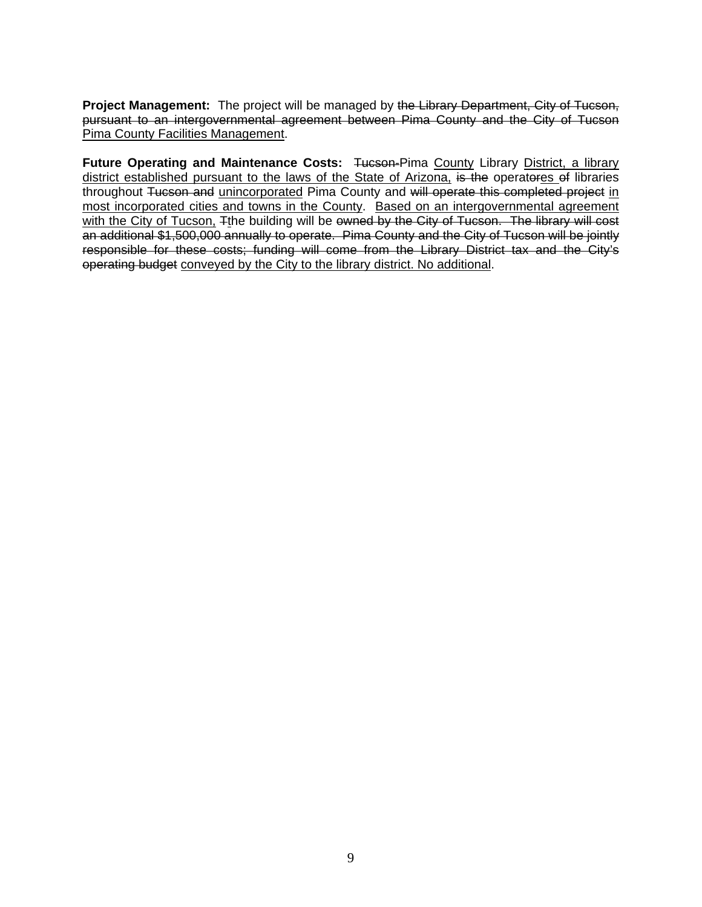**Project Management:** The project will be managed by ~~the Library Department, City of Tucson, pursuant to an intergovernmental agreement between Pima County and the City of Tucson~~ <u>Pima County Facilities Management</u>.

**Future Operating and Maintenance Costs:** ~~Tucson~~ Pima <u>County</u> Library <u>District, a library district established pursuant to the laws of the State of Arizona,</u> ~~is the~~ operat~~or~~<u>es</u> ~~of~~ libraries throughout ~~Tucson and~~ <u>unincorporated</u> Pima County and ~~will operate this completed project~~ <u>in most incorporated cities and towns in the County</u>. <u>Based on an intergovernmental agreement with the City of Tucson,</u> ~~T~~<u>t</u>he building will be ~~owned by the City of Tucson. The library will cost an additional $1,500,000 annually to operate. Pima County and the City of Tucson will be jointly responsible for these costs; funding will come from the Library District tax and the City's operating budget~~ <u>conveyed by the City to the library district. No additional</u>.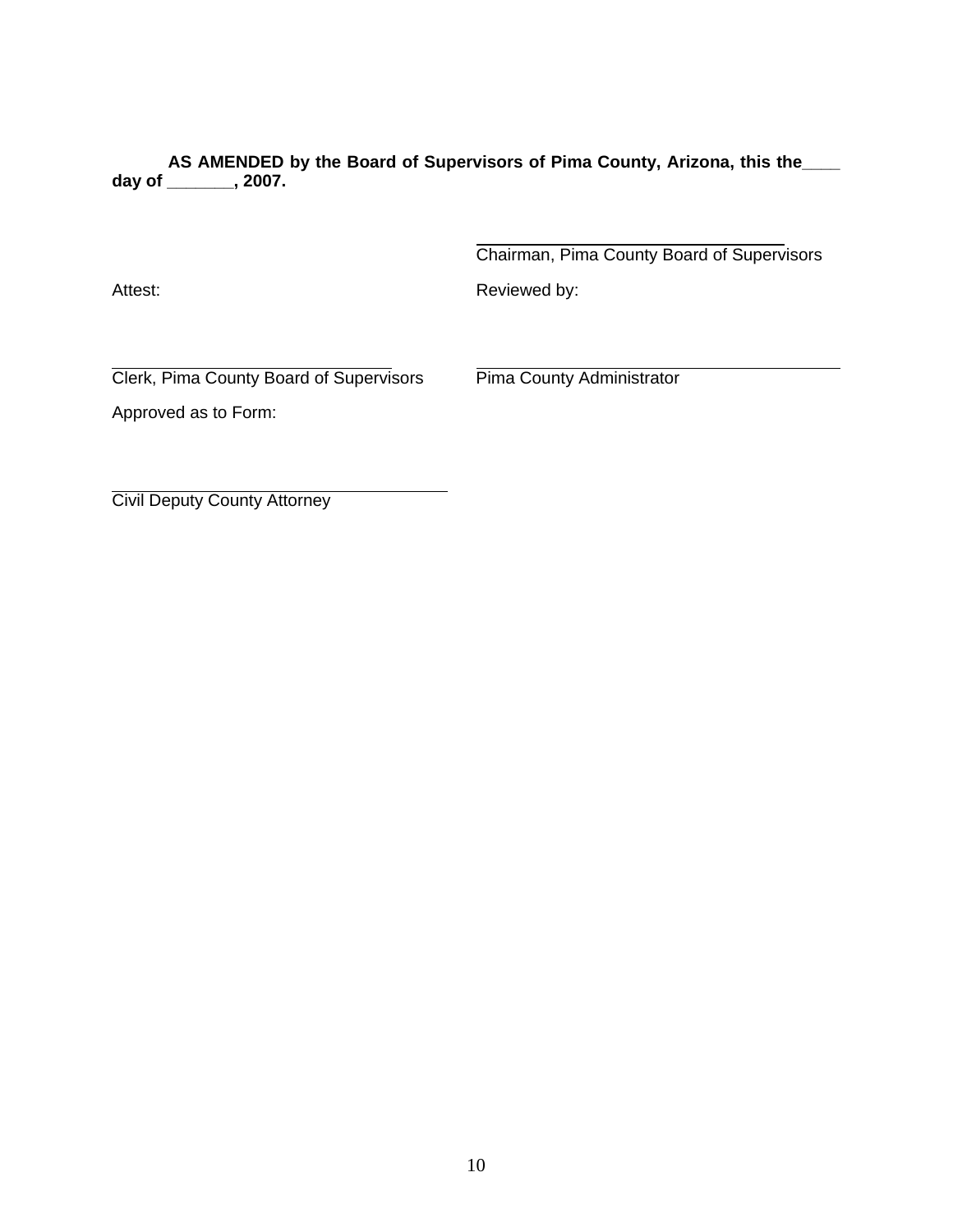**AS AMENDED by the Board of Supervisors of Pima County, Arizona, this the____ day of _______, 2007.**

_______________________________
Chairman, Pima County Board of Supervisors

Attest:

_______________________________
Clerk, Pima County Board of Supervisors

Reviewed by:

_______________________________
Pima County Administrator

Approved as to Form:

_______________________________
Civil Deputy County Attorney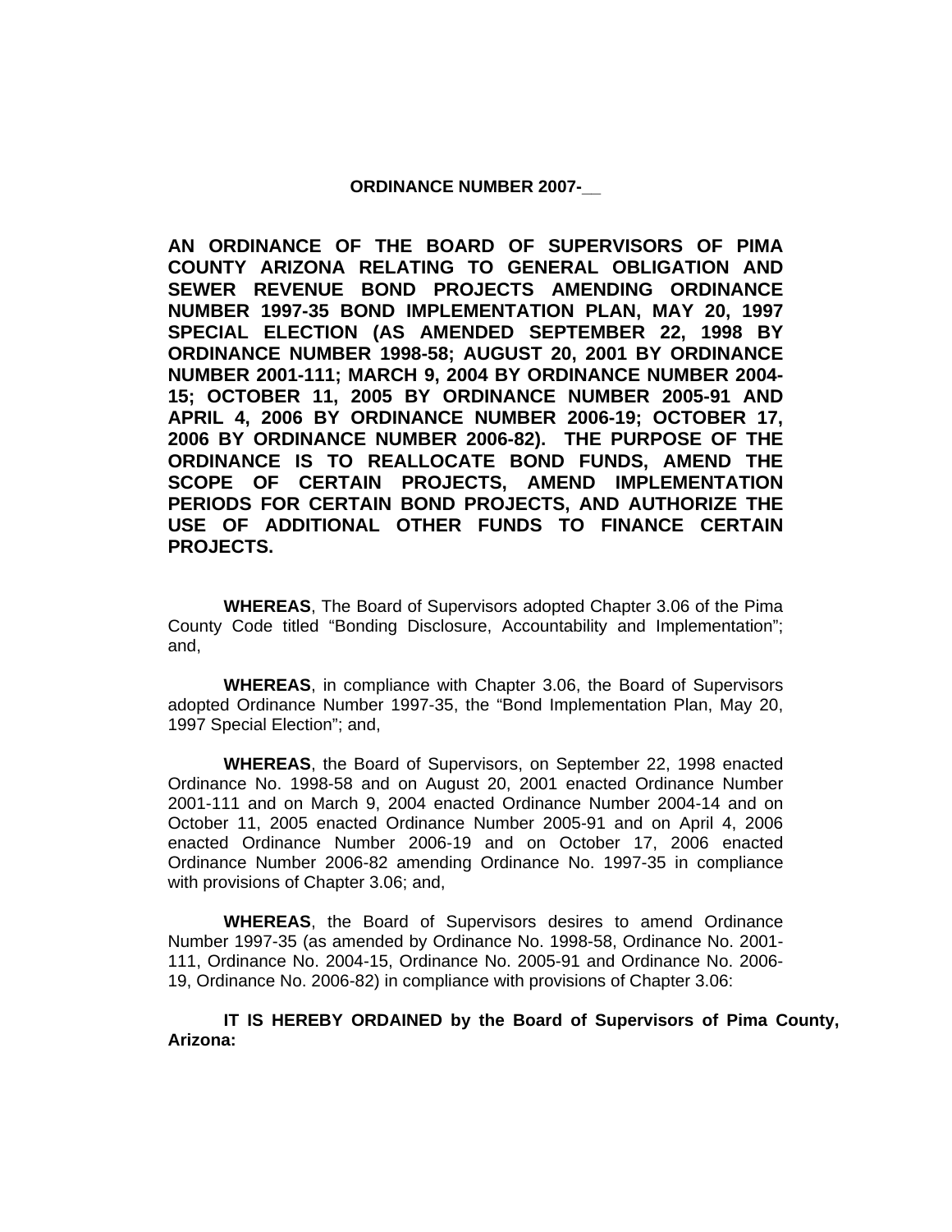**ORDINANCE NUMBER 2007-__**

**AN ORDINANCE OF THE BOARD OF SUPERVISORS OF PIMA COUNTY ARIZONA RELATING TO GENERAL OBLIGATION AND SEWER REVENUE BOND PROJECTS AMENDING ORDINANCE NUMBER 1997-35 BOND IMPLEMENTATION PLAN, MAY 20, 1997 SPECIAL ELECTION (AS AMENDED SEPTEMBER 22, 1998 BY ORDINANCE NUMBER 1998-58; AUGUST 20, 2001 BY ORDINANCE NUMBER 2001-111; MARCH 9, 2004 BY ORDINANCE NUMBER 2004-15; OCTOBER 11, 2005 BY ORDINANCE NUMBER 2005-91 AND APRIL 4, 2006 BY ORDINANCE NUMBER 2006-19; OCTOBER 17, 2006 BY ORDINANCE NUMBER 2006-82). THE PURPOSE OF THE ORDINANCE IS TO REALLOCATE BOND FUNDS, AMEND THE SCOPE OF CERTAIN PROJECTS, AMEND IMPLEMENTATION PERIODS FOR CERTAIN BOND PROJECTS, AND AUTHORIZE THE USE OF ADDITIONAL OTHER FUNDS TO FINANCE CERTAIN PROJECTS.**

**WHEREAS**, The Board of Supervisors adopted Chapter 3.06 of the Pima County Code titled "Bonding Disclosure, Accountability and Implementation"; and,

**WHEREAS**, in compliance with Chapter 3.06, the Board of Supervisors adopted Ordinance Number 1997-35, the "Bond Implementation Plan, May 20, 1997 Special Election"; and,

**WHEREAS**, the Board of Supervisors, on September 22, 1998 enacted Ordinance No. 1998-58 and on August 20, 2001 enacted Ordinance Number 2001-111 and on March 9, 2004 enacted Ordinance Number 2004-14 and on October 11, 2005 enacted Ordinance Number 2005-91 and on April 4, 2006 enacted Ordinance Number 2006-19 and on October 17, 2006 enacted Ordinance Number 2006-82 amending Ordinance No. 1997-35 in compliance with provisions of Chapter 3.06; and,

**WHEREAS**, the Board of Supervisors desires to amend Ordinance Number 1997-35 (as amended by Ordinance No. 1998-58, Ordinance No. 2001-111, Ordinance No. 2004-15, Ordinance No. 2005-91 and Ordinance No. 2006-19, Ordinance No. 2006-82) in compliance with provisions of Chapter 3.06:

**IT IS HEREBY ORDAINED by the Board of Supervisors of Pima County, Arizona:**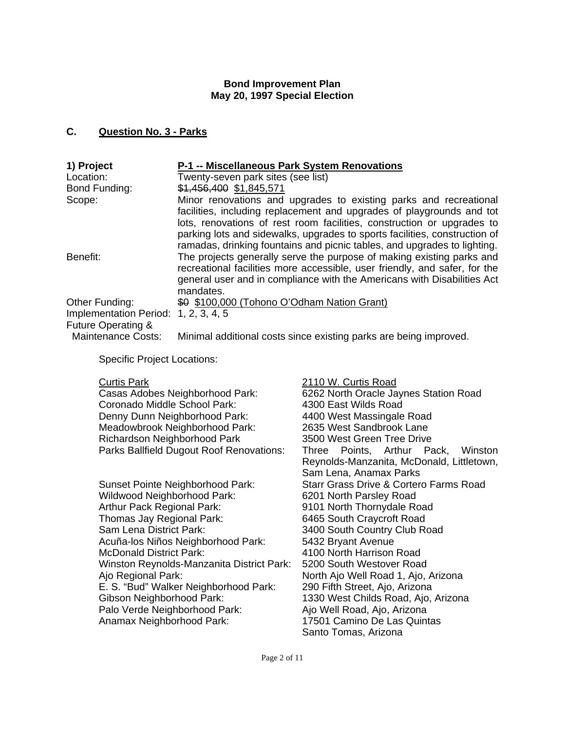**Bond Improvement Plan**
**May 20, 1997 Special Election**

## C. Question No. 3 - Parks

| | |
|---|---|
| **1) Project** | **P-1 -- Miscellaneous Park System Renovations** |
| Location: | Twenty-seven park sites (see list) |
| Bond Funding: | ~~$1,456,400~~ $1,845,571 |
| Scope: | Minor renovations and upgrades to existing parks and recreational facilities, including replacement and upgrades of playgrounds and tot lots, renovations of rest room facilities, construction or upgrades to parking lots and sidewalks, upgrades to sports facilities, construction of ramadas, drinking fountains and picnic tables, and upgrades to lighting. |
| Benefit: | The projects generally serve the purpose of making existing parks and recreational facilities more accessible, user friendly, and safer, for the general user and in compliance with the Americans with Disabilities Act mandates. |
| Other Funding: | ~~$0~~ $100,000 (Tohono O'Odham Nation Grant) |
| Implementation Period: | 1, 2, 3, 4, 5 |
| Future Operating & Maintenance Costs: | Minimal additional costs since existing parks are being improved. |

Specific Project Locations:

| | |
|---|---|
| Curtis Park | 2110 W. Curtis Road |
| Casas Adobes Neighborhood Park: | 6262 North Oracle Jaynes Station Road |
| Coronado Middle School Park: | 4300 East Wilds Road |
| Denny Dunn Neighborhood Park: | 4400 West Massingale Road |
| Meadowbrook Neighborhood Park: | 2635 West Sandbrook Lane |
| Richardson Neighborhood Park | 3500 West Green Tree Drive |
| Parks Ballfield Dugout Roof Renovations: | Three Points, Arthur Pack, Winston Reynolds-Manzanita, McDonald, Littletown, Sam Lena, Anamax Parks |
| Sunset Pointe Neighborhood Park: | Starr Grass Drive & Cortero Farms Road |
| Wildwood Neighborhood Park: | 6201 North Parsley Road |
| Arthur Pack Regional Park: | 9101 North Thornydale Road |
| Thomas Jay Regional Park: | 6465 South Craycroft Road |
| Sam Lena District Park: | 3400 South Country Club Road |
| Acuña-los Niños Neighborhood Park: | 5432 Bryant Avenue |
| McDonald District Park: | 4100 North Harrison Road |
| Winston Reynolds-Manzanita District Park: | 5200 South Westover Road |
| Ajo Regional Park: | North Ajo Well Road 1, Ajo, Arizona |
| E. S. "Bud" Walker Neighborhood Park: | 290 Fifth Street, Ajo, Arizona |
| Gibson Neighborhood Park: | 1330 West Childs Road, Ajo, Arizona |
| Palo Verde Neighborhood Park: | Ajo Well Road, Ajo, Arizona |
| Anamax Neighborhood Park: | 17501 Camino De Las Quintas Santo Tomas, Arizona |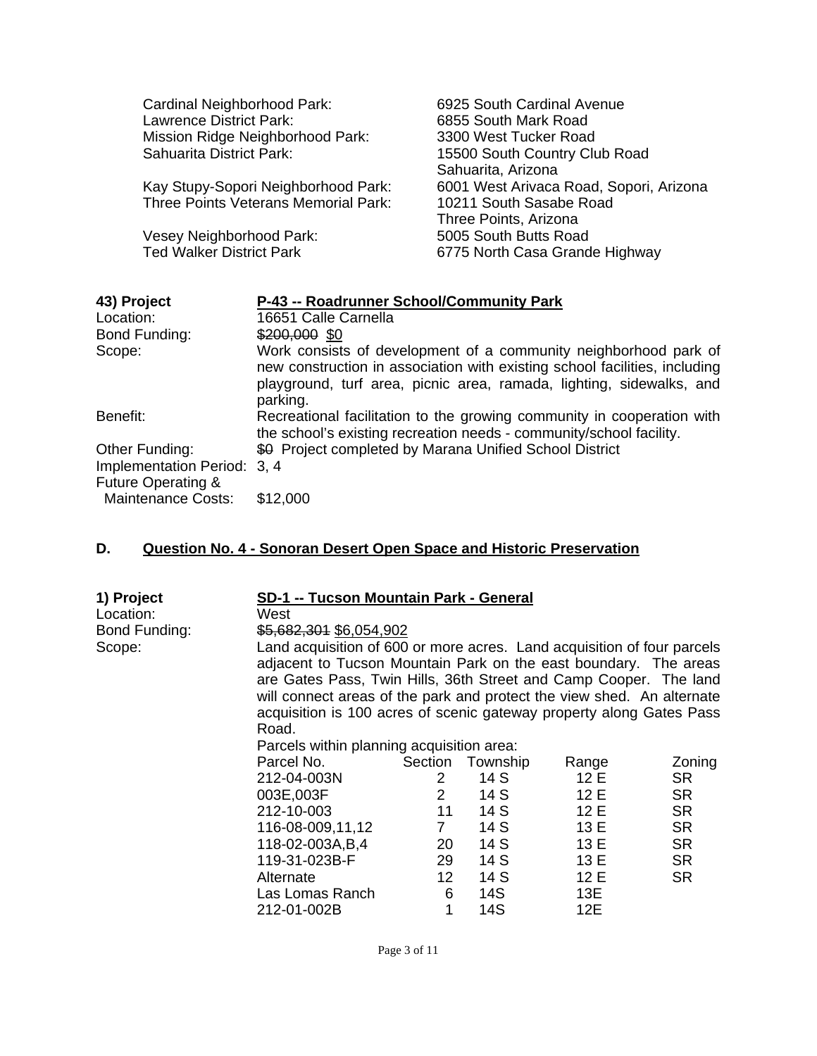| | |
|---|---|
| Cardinal Neighborhood Park: | 6925 South Cardinal Avenue |
| Lawrence District Park: | 6855 South Mark Road |
| Mission Ridge Neighborhood Park: | 3300 West Tucker Road |
| Sahuarita District Park: | 15500 South Country Club Road Sahuarita, Arizona |
| Kay Stupy-Sopori Neighborhood Park: | 6001 West Arivaca Road, Sopori, Arizona |
| Three Points Veterans Memorial Park: | 10211 South Sasabe Road Three Points, Arizona |
| Vesey Neighborhood Park: | 5005 South Butts Road |
| Ted Walker District Park | 6775 North Casa Grande Highway |

**43) Project** **P-43 -- Roadrunner School/Community Park**

Location: 16651 Calle Carnella

Bond Funding: ~~$200,000~~ $0

Scope: Work consists of development of a community neighborhood park of new construction in association with existing school facilities, including playground, turf area, picnic area, ramada, lighting, sidewalks, and parking.

Benefit: Recreational facilitation to the growing community in cooperation with the school's existing recreation needs - community/school facility.

Other Funding: ~~$0~~ Project completed by Marana Unified School District

Implementation Period: 3, 4

Future Operating & Maintenance Costs: $12,000

## D. Question No. 4 - Sonoran Desert Open Space and Historic Preservation

**1) Project** **SD-1 -- Tucson Mountain Park - General**

Location: West

Bond Funding: ~~$5,682,301~~ $6,054,902

Scope: Land acquisition of 600 or more acres. Land acquisition of four parcels adjacent to Tucson Mountain Park on the east boundary. The areas are Gates Pass, Twin Hills, 36th Street and Camp Cooper. The land will connect areas of the park and protect the view shed. An alternate acquisition is 100 acres of scenic gateway property along Gates Pass Road.

Parcels within planning acquisition area:

| Parcel No. | Section | Township | Range | Zoning |
|---|---|---|---|---|
| 212-04-003N | 2 | 14 S | 12 E | SR |
| 003E,003F | 2 | 14 S | 12 E | SR |
| 212-10-003 | 11 | 14 S | 12 E | SR |
| 116-08-009,11,12 | 7 | 14 S | 13 E | SR |
| 118-02-003A,B,4 | 20 | 14 S | 13 E | SR |
| 119-31-023B-F | 29 | 14 S | 13 E | SR |
| Alternate | 12 | 14 S | 12 E | SR |
| Las Lomas Ranch | 6 | 14S | 13E | |
| 212-01-002B | 1 | 14S | 12E | |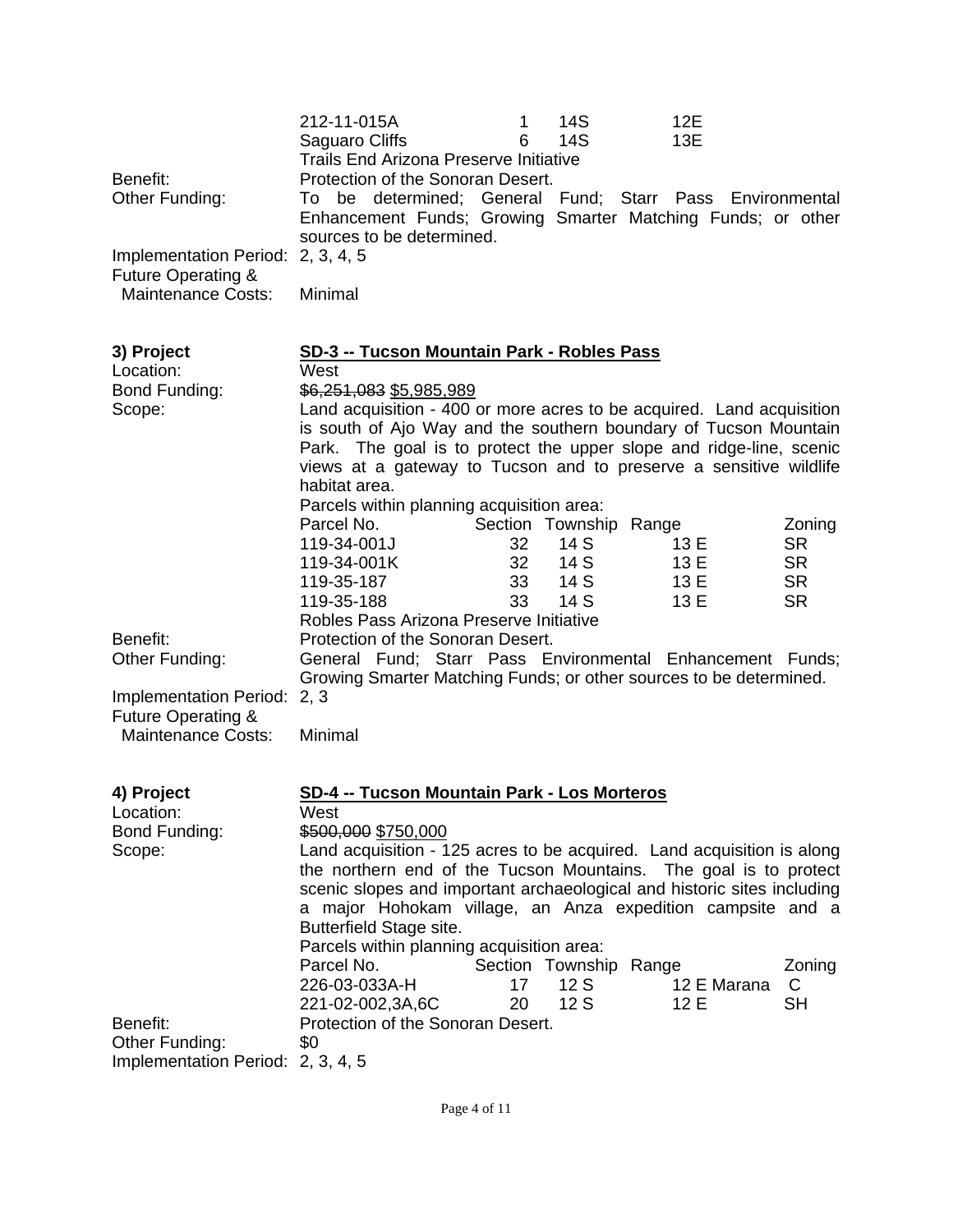| | | | | |
|---|---|---|---|---|
| 212-11-015A | 1 | 14S | 12E | |
| Saguaro Cliffs | 6 | 14S | 13E | |

Trails End Arizona Preserve Initiative

Benefit: Protection of the Sonoran Desert.

Other Funding: To be determined; General Fund; Starr Pass Environmental Enhancement Funds; Growing Smarter Matching Funds; or other sources to be determined.

Implementation Period: 2, 3, 4, 5

Future Operating & Maintenance Costs: Minimal

**3) Project** **SD-3 -- Tucson Mountain Park - Robles Pass**

Location: West

Bond Funding: ~~$6,251,083~~ $5,985,989

Scope: Land acquisition - 400 or more acres to be acquired. Land acquisition is south of Ajo Way and the southern boundary of Tucson Mountain Park. The goal is to protect the upper slope and ridge-line, scenic views at a gateway to Tucson and to preserve a sensitive wildlife habitat area.

Parcels within planning acquisition area:

| Parcel No. | Section | Township | Range | Zoning |
|---|---|---|---|---|
| 119-34-001J | 32 | 14 S | 13 E | SR |
| 119-34-001K | 32 | 14 S | 13 E | SR |
| 119-35-187 | 33 | 14 S | 13 E | SR |
| 119-35-188 | 33 | 14 S | 13 E | SR |

Robles Pass Arizona Preserve Initiative

Benefit: Protection of the Sonoran Desert.

Other Funding: General Fund; Starr Pass Environmental Enhancement Funds; Growing Smarter Matching Funds; or other sources to be determined.

Implementation Period: 2, 3

Future Operating & Maintenance Costs: Minimal

**4) Project** **SD-4 -- Tucson Mountain Park - Los Morteros**

Location: West

Bond Funding: ~~$500,000~~ $750,000

Scope: Land acquisition - 125 acres to be acquired. Land acquisition is along the northern end of the Tucson Mountains. The goal is to protect scenic slopes and important archaeological and historic sites including a major Hohokam village, an Anza expedition campsite and a Butterfield Stage site.

Parcels within planning acquisition area:

| Parcel No. | Section | Township | Range | Zoning |
|---|---|---|---|---|
| 226-03-033A-H | 17 | 12 S | 12 E Marana | C |
| 221-02-002,3A,6C | 20 | 12 S | 12 E | SH |

Benefit: Protection of the Sonoran Desert.

Other Funding: $0

Implementation Period: 2, 3, 4, 5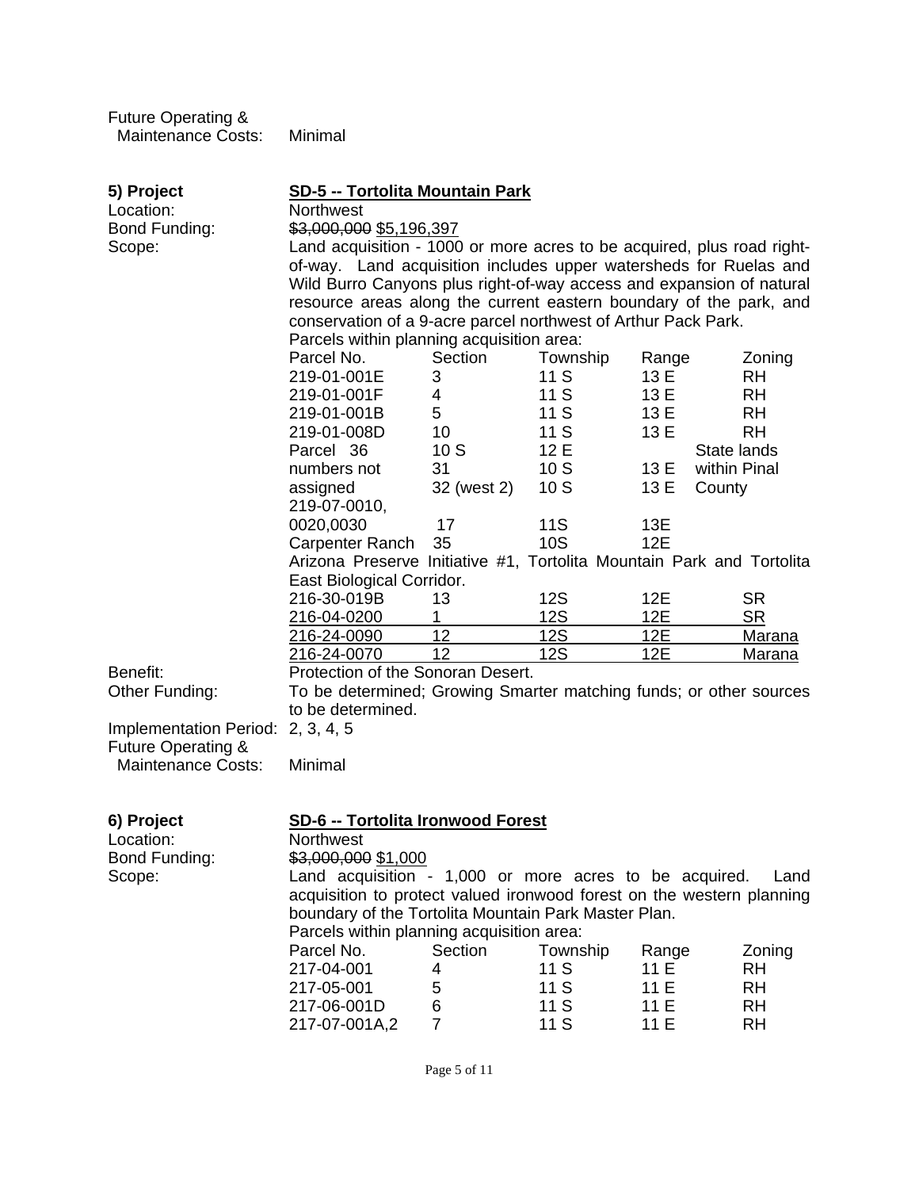Future Operating & Maintenance Costs: Minimal

**5) Project** **SD-5 -- Tortolita Mountain Park**

Location: Northwest

Bond Funding: ~~$3,000,000~~ $5,196,397

Scope: Land acquisition - 1000 or more acres to be acquired, plus road right-of-way. Land acquisition includes upper watersheds for Ruelas and Wild Burro Canyons plus right-of-way access and expansion of natural resource areas along the current eastern boundary of the park, and conservation of a 9-acre parcel northwest of Arthur Pack Park.

Parcels within planning acquisition area:

| Parcel No. | Section | Township | Range | Zoning |
|---|---|---|---|---|
| 219-01-001E | 3 | 11 S | 13 E | RH |
| 219-01-001F | 4 | 11 S | 13 E | RH |
| 219-01-001B | 5 | 11 S | 13 E | RH |
| 219-01-008D | 10 | 11 S | 13 E | RH |
| Parcel 36 | 10 S | 12 E | | State lands |
| numbers not | 31 | 10 S | 13 E | within Pinal |
| assigned | 32 (west 2) | 10 S | 13 E | County |
| 219-07-0010, 0020,0030 | 17 | 11S | 13E | |
| Carpenter Ranch | 35 | 10S | 12E | |
| Arizona Preserve Initiative #1, Tortolita Mountain Park and Tortolita East Biological Corridor. | | | | |
| 216-30-019B | 13 | 12S | 12E | SR |
| <u>216-04-0200</u> | <u>1</u> | <u>12S</u> | <u>12E</u> | <u>SR</u> |
| <u>216-24-0090</u> | <u>12</u> | <u>12S</u> | <u>12E</u> | <u>Marana</u> |
| <u>216-24-0070</u> | <u>12</u> | <u>12S</u> | <u>12E</u> | <u>Marana</u> |

Benefit: Protection of the Sonoran Desert.

Other Funding: To be determined; Growing Smarter matching funds; or other sources to be determined.

Implementation Period: 2, 3, 4, 5

Future Operating & Maintenance Costs: Minimal

**6) Project** **SD-6 -- Tortolita Ironwood Forest**

Location: Northwest

Bond Funding: ~~$3,000,000~~ $1,000

Scope: Land acquisition - 1,000 or more acres to be acquired. Land acquisition to protect valued ironwood forest on the western planning boundary of the Tortolita Mountain Park Master Plan.

Parcels within planning acquisition area:

| Parcel No. | Section | Township | Range | Zoning |
|---|---|---|---|---|
| 217-04-001 | 4 | 11 S | 11 E | RH |
| 217-05-001 | 5 | 11 S | 11 E | RH |
| 217-06-001D | 6 | 11 S | 11 E | RH |
| 217-07-001A,2 | 7 | 11 S | 11 E | RH |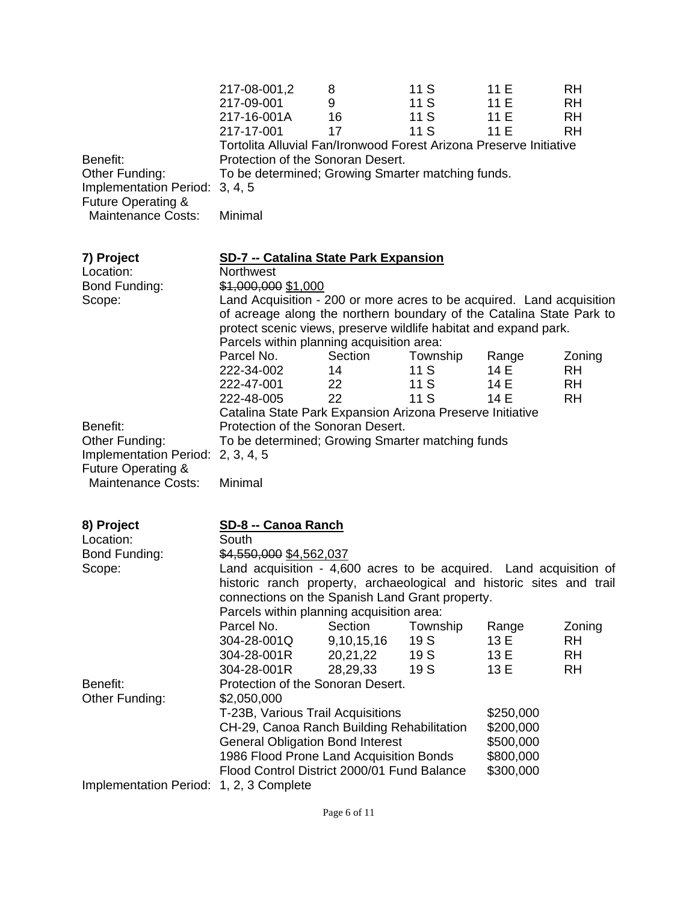| | Parcel No. | Section | Township | Range | Zoning |
|---|---|---|---|---|---|
| | 217-08-001,2 | 8 | 11 S | 11 E | RH |
| | 217-09-001 | 9 | 11 S | 11 E | RH |
| | 217-16-001A | 16 | 11 S | 11 E | RH |
| | 217-17-001 | 17 | 11 S | 11 E | RH |

Tortolita Alluvial Fan/Ironwood Forest Arizona Preserve Initiative

Benefit: Protection of the Sonoran Desert.

Other Funding: To be determined; Growing Smarter matching funds.

Implementation Period: 3, 4, 5

Future Operating & Maintenance Costs: Minimal

**7) Project** **SD-7 -- Catalina State Park Expansion**

Location: Northwest

Bond Funding: ~~$1,000,000~~ $1,000

Scope: Land Acquisition - 200 or more acres to be acquired. Land acquisition of acreage along the northern boundary of the Catalina State Park to protect scenic views, preserve wildlife habitat and expand park.

Parcels within planning acquisition area:

| Parcel No. | Section | Township | Range | Zoning |
|---|---|---|---|---|
| 222-34-002 | 14 | 11 S | 14 E | RH |
| 222-47-001 | 22 | 11 S | 14 E | RH |
| 222-48-005 | 22 | 11 S | 14 E | RH |

Catalina State Park Expansion Arizona Preserve Initiative

Benefit: Protection of the Sonoran Desert.

Other Funding: To be determined; Growing Smarter matching funds

Implementation Period: 2, 3, 4, 5

Future Operating & Maintenance Costs: Minimal

**8) Project** **SD-8 -- Canoa Ranch**

Location: South

Bond Funding: ~~$4,550,000~~ $4,562,037

Scope: Land acquisition - 4,600 acres to be acquired. Land acquisition of historic ranch property, archaeological and historic sites and trail connections on the Spanish Land Grant property.

Parcels within planning acquisition area:

| Parcel No. | Section | Township | Range | Zoning |
|---|---|---|---|---|
| 304-28-001Q | 9,10,15,16 | 19 S | 13 E | RH |
| 304-28-001R | 20,21,22 | 19 S | 13 E | RH |
| 304-28-001R | 28,29,33 | 19 S | 13 E | RH |

Benefit: Protection of the Sonoran Desert.

Other Funding: $2,050,000

| | |
|---|---|
| T-23B, Various Trail Acquisitions | $250,000 |
| CH-29, Canoa Ranch Building Rehabilitation | $200,000 |
| General Obligation Bond Interest | $500,000 |
| 1986 Flood Prone Land Acquisition Bonds | $800,000 |
| Flood Control District 2000/01 Fund Balance | $300,000 |

Implementation Period: 1, 2, 3 Complete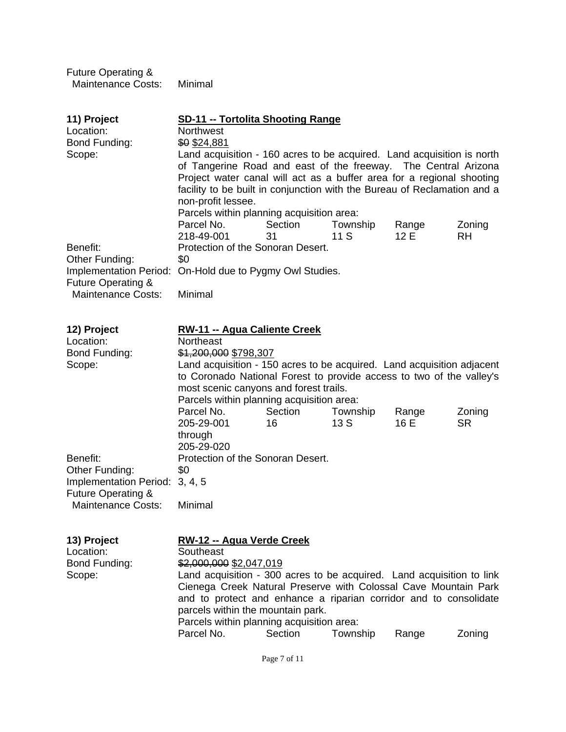Future Operating &
  Maintenance Costs: Minimal

**11) Project** **SD-11 -- Tortolita Shooting Range**

Location: Northwest

Bond Funding: ~~$0~~ $24,881

Scope: Land acquisition - 160 acres to be acquired. Land acquisition is north of Tangerine Road and east of the freeway. The Central Arizona Project water canal will act as a buffer area for a regional shooting facility to be built in conjunction with the Bureau of Reclamation and a non-profit lessee.

Parcels within planning acquisition area:

| Parcel No. | Section | Township | Range | Zoning |
|---|---|---|---|---|
| 218-49-001 | 31 | 11 S | 12 E | RH |

Benefit: Protection of the Sonoran Desert.

Other Funding: $0

Implementation Period: On-Hold due to Pygmy Owl Studies.

Future Operating &
  Maintenance Costs: Minimal

**12) Project** **RW-11 -- Agua Caliente Creek**

Location: Northeast

Bond Funding: ~~$1,200,000~~ $798,307

Scope: Land acquisition - 150 acres to be acquired. Land acquisition adjacent to Coronado National Forest to provide access to two of the valley's most scenic canyons and forest trails.

Parcels within planning acquisition area:

| Parcel No. | Section | Township | Range | Zoning |
|---|---|---|---|---|
| 205-29-001 through 205-29-020 | 16 | 13 S | 16 E | SR |

Benefit: Protection of the Sonoran Desert.

Other Funding: $0

Implementation Period: 3, 4, 5

Future Operating &
  Maintenance Costs: Minimal

**13) Project** **RW-12 -- Agua Verde Creek**

Location: Southeast

Bond Funding: ~~$2,000,000~~ $2,047,019

Scope: Land acquisition - 300 acres to be acquired. Land acquisition to link Cienega Creek Natural Preserve with Colossal Cave Mountain Park and to protect and enhance a riparian corridor and to consolidate parcels within the mountain park.

Parcels within planning acquisition area:

| Parcel No. | Section | Township | Range | Zoning |
|---|---|---|---|---|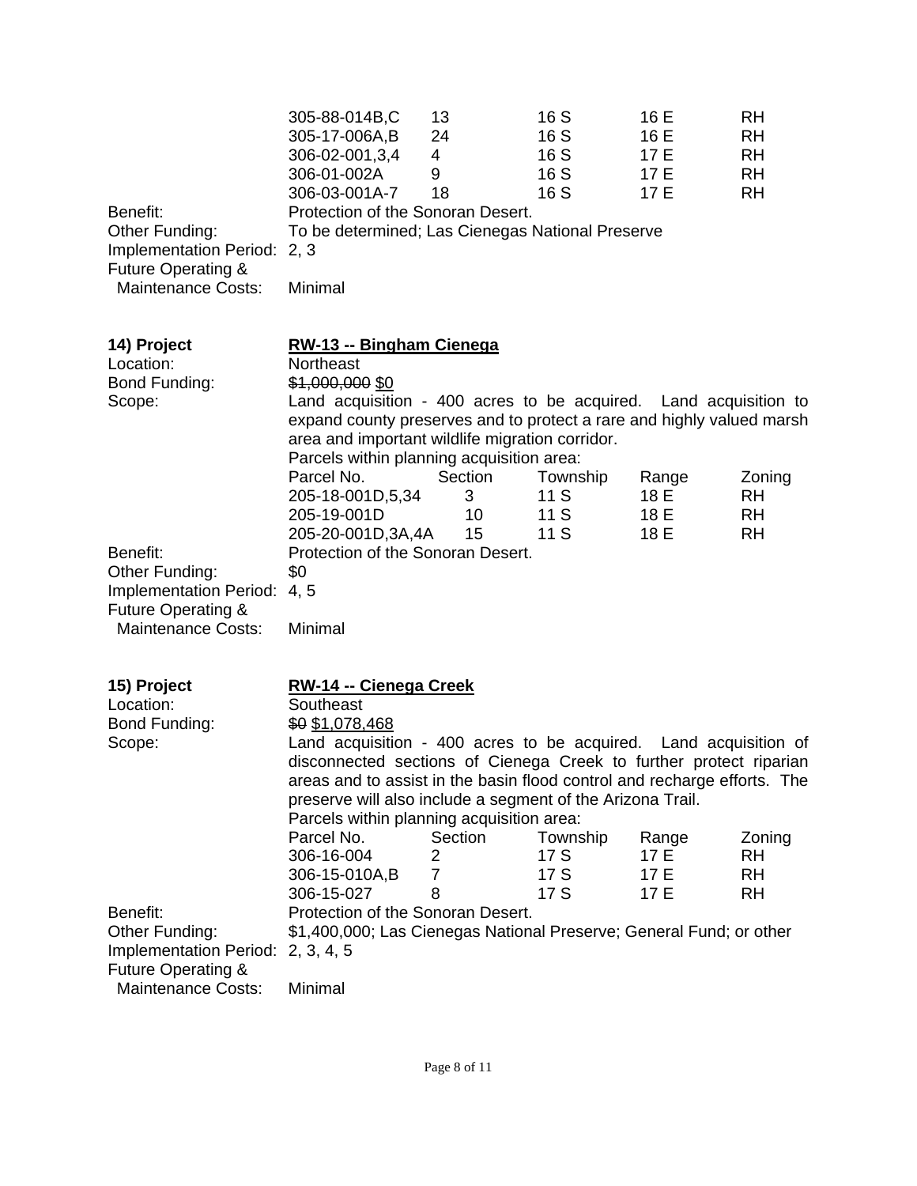| Parcel No. | Section | Township | Range | Zoning |
|---|---|---|---|---|
| 305-88-014B,C | 13 | 16 S | 16 E | RH |
| 305-17-006A,B | 24 | 16 S | 16 E | RH |
| 306-02-001,3,4 | 4 | 16 S | 17 E | RH |
| 306-01-002A | 9 | 16 S | 17 E | RH |
| 306-03-001A-7 | 18 | 16 S | 17 E | RH |

Benefit: Protection of the Sonoran Desert.
Other Funding: To be determined; Las Cienegas National Preserve
Implementation Period: 2, 3
Future Operating & Maintenance Costs: Minimal

**14) Project** **RW-13 -- Bingham Cienega**
Location: Northeast
Bond Funding: ~~$1,000,000~~ $0
Scope: Land acquisition - 400 acres to be acquired. Land acquisition to expand county preserves and to protect a rare and highly valued marsh area and important wildlife migration corridor.
Parcels within planning acquisition area:

| Parcel No. | Section | Township | Range | Zoning |
|---|---|---|---|---|
| 205-18-001D,5,34 | 3 | 11 S | 18 E | RH |
| 205-19-001D | 10 | 11 S | 18 E | RH |
| 205-20-001D,3A,4A | 15 | 11 S | 18 E | RH |

Benefit: Protection of the Sonoran Desert.
Other Funding: $0
Implementation Period: 4, 5
Future Operating & Maintenance Costs: Minimal

**15) Project** **RW-14 -- Cienega Creek**
Location: Southeast
Bond Funding: ~~$0~~ $1,078,468
Scope: Land acquisition - 400 acres to be acquired. Land acquisition of disconnected sections of Cienega Creek to further protect riparian areas and to assist in the basin flood control and recharge efforts. The preserve will also include a segment of the Arizona Trail.
Parcels within planning acquisition area:

| Parcel No. | Section | Township | Range | Zoning |
|---|---|---|---|---|
| 306-16-004 | 2 | 17 S | 17 E | RH |
| 306-15-010A,B | 7 | 17 S | 17 E | RH |
| 306-15-027 | 8 | 17 S | 17 E | RH |

Benefit: Protection of the Sonoran Desert.
Other Funding: $1,400,000; Las Cienegas National Preserve; General Fund; or other
Implementation Period: 2, 3, 4, 5
Future Operating & Maintenance Costs: Minimal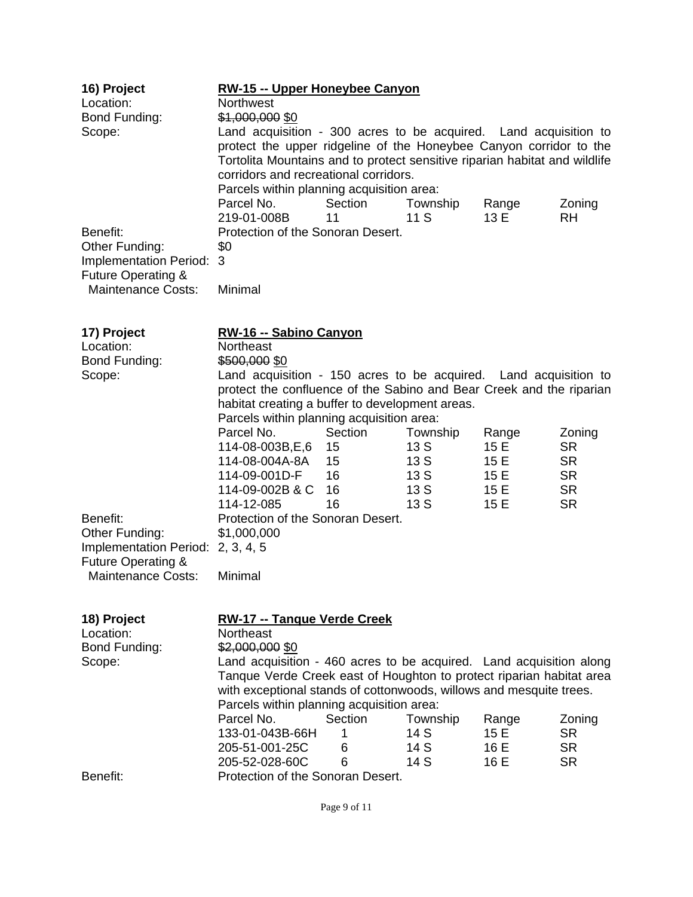**16) Project** **<u>RW-15 -- Upper Honeybee Canyon</u>**

Location: Northwest

Bond Funding: ~~$1,000,000~~ <u>$0</u>

Scope: Land acquisition - 300 acres to be acquired. Land acquisition to protect the upper ridgeline of the Honeybee Canyon corridor to the Tortolita Mountains and to protect sensitive riparian habitat and wildlife corridors and recreational corridors.

Parcels within planning acquisition area:

| Parcel No. | Section | Township | Range | Zoning |
|---|---|---|---|---|
| 219-01-008B | 11 | 11 S | 13 E | RH |

Benefit: Protection of the Sonoran Desert.

Other Funding: $0

Implementation Period: 3

Future Operating & Maintenance Costs: Minimal

**17) Project** **<u>RW-16 -- Sabino Canyon</u>**

Location: Northeast

Bond Funding: ~~$500,000~~ <u>$0</u>

Scope: Land acquisition - 150 acres to be acquired. Land acquisition to protect the confluence of the Sabino and Bear Creek and the riparian habitat creating a buffer to development areas.

Parcels within planning acquisition area:

| Parcel No. | Section | Township | Range | Zoning |
|---|---|---|---|---|
| 114-08-003B,E,6 | 15 | 13 S | 15 E | SR |
| 114-08-004A-8A | 15 | 13 S | 15 E | SR |
| 114-09-001D-F | 16 | 13 S | 15 E | SR |
| 114-09-002B & C | 16 | 13 S | 15 E | SR |
| 114-12-085 | 16 | 13 S | 15 E | SR |

Benefit: Protection of the Sonoran Desert.

Other Funding: $1,000,000

Implementation Period: 2, 3, 4, 5

Future Operating & Maintenance Costs: Minimal

**18) Project** **<u>RW-17 -- Tanque Verde Creek</u>**

Location: Northeast

Bond Funding: ~~$2,000,000~~ <u>$0</u>

Scope: Land acquisition - 460 acres to be acquired. Land acquisition along Tanque Verde Creek east of Houghton to protect riparian habitat area with exceptional stands of cottonwoods, willows and mesquite trees.

Parcels within planning acquisition area:

| Parcel No. | Section | Township | Range | Zoning |
|---|---|---|---|---|
| 133-01-043B-66H | 1 | 14 S | 15 E | SR |
| 205-51-001-25C | 6 | 14 S | 16 E | SR |
| 205-52-028-60C | 6 | 14 S | 16 E | SR |

Benefit: Protection of the Sonoran Desert.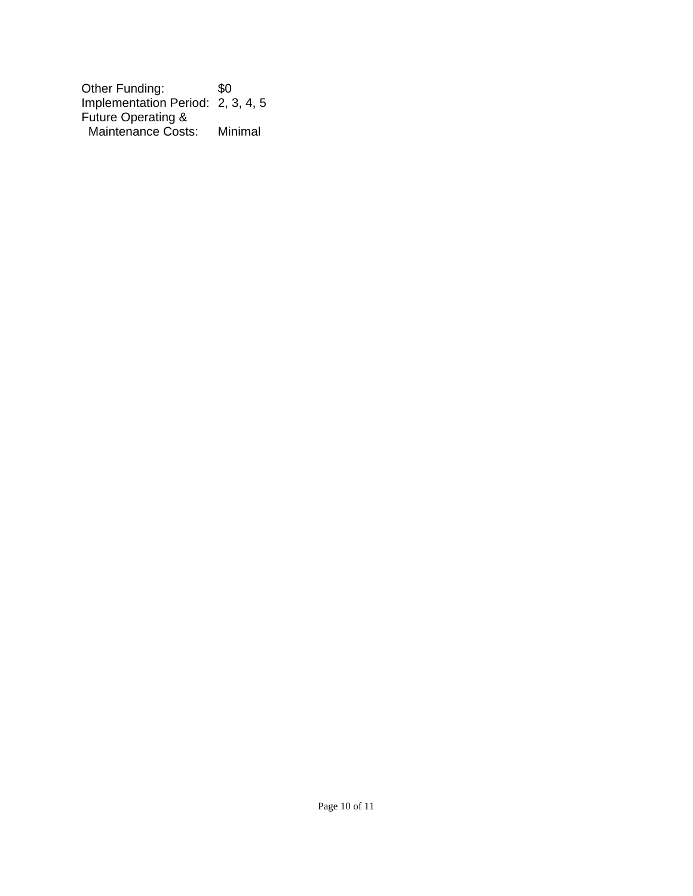| | |
|---|---|
| Other Funding: | $0 |
| Implementation Period: | 2, 3, 4, 5 |
| Future Operating & Maintenance Costs: | Minimal |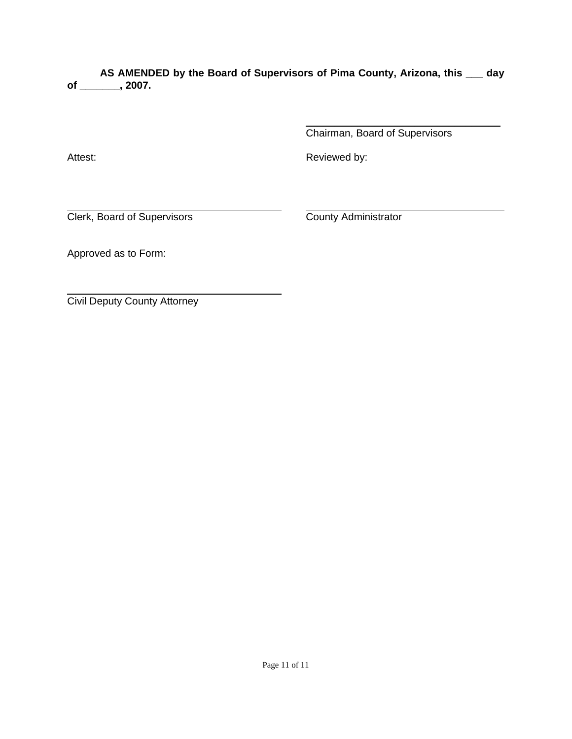**AS AMENDED by the Board of Supervisors of Pima County, Arizona, this ___ day of _______, 2007.**

______________________________
Chairman, Board of Supervisors

Attest:

______________________________
Clerk, Board of Supervisors

Reviewed by:

______________________________
County Administrator

Approved as to Form:

______________________________
Civil Deputy County Attorney